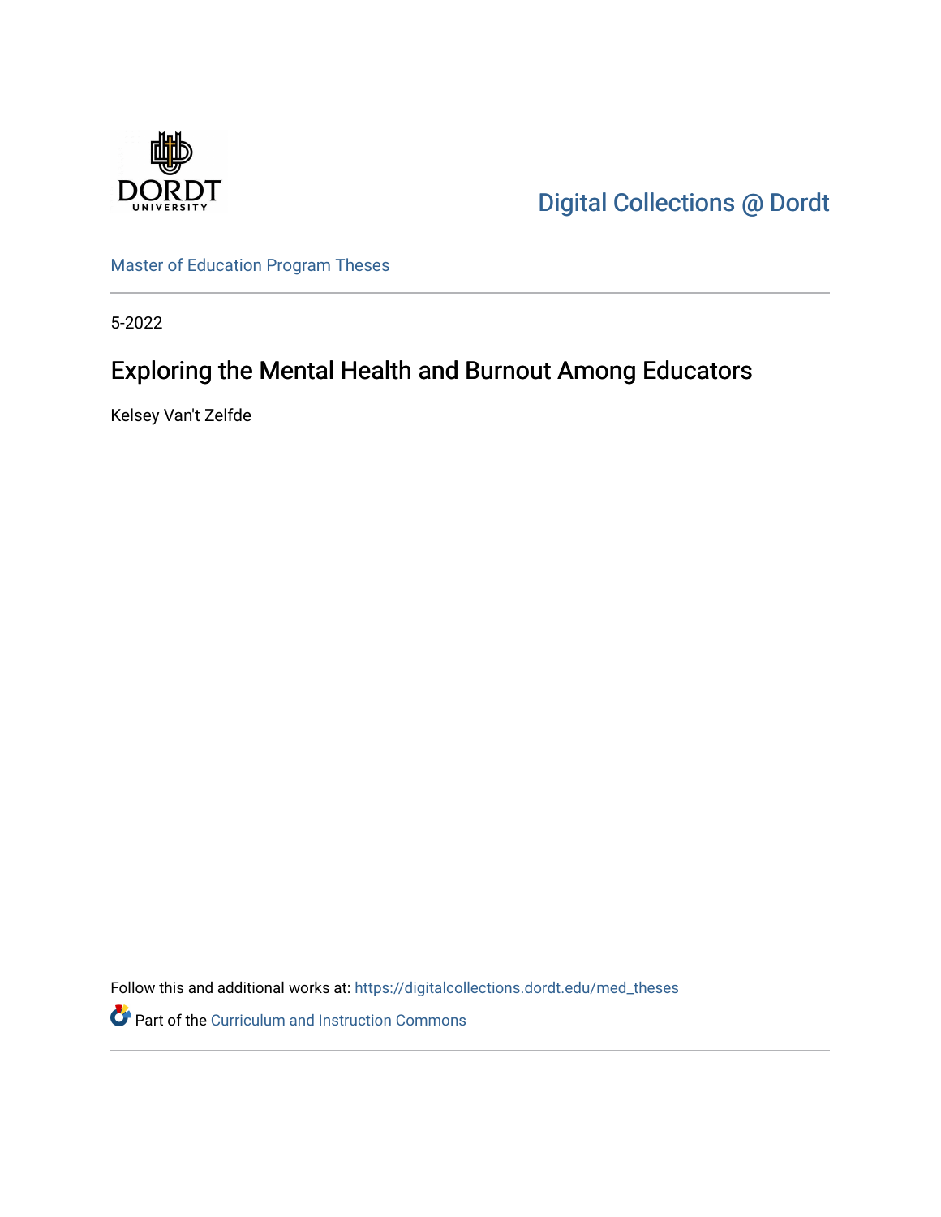Digital Collections @ Dordt

Master of Education Program Theses

5-2022

# Exploring the Mental Health and Burnout Among Educators

Kelsey Van't Zelfde

Follow this and additional works at: https://digitalcollections.dordt.edu/med_theses

Part of the Curriculum and Instruction Commons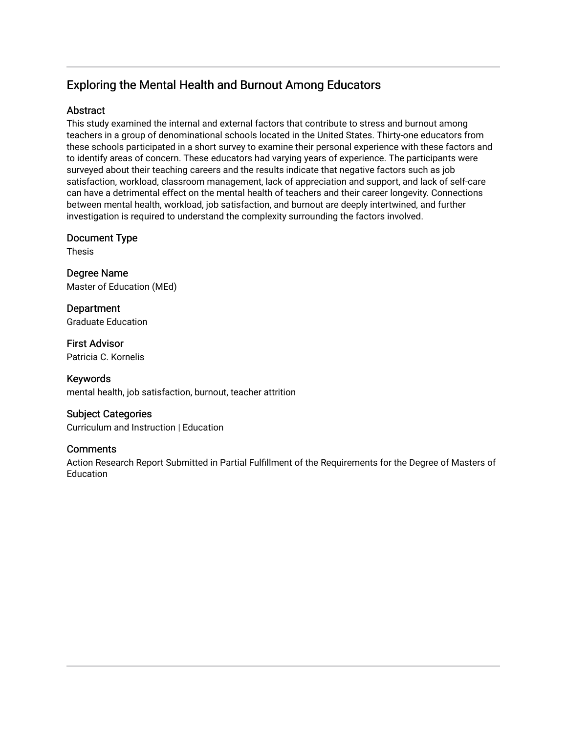# Exploring the Mental Health and Burnout Among Educators

## Abstract

This study examined the internal and external factors that contribute to stress and burnout among teachers in a group of denominational schools located in the United States. Thirty-one educators from these schools participated in a short survey to examine their personal experience with these factors and to identify areas of concern. These educators had varying years of experience. The participants were surveyed about their teaching careers and the results indicate that negative factors such as job satisfaction, workload, classroom management, lack of appreciation and support, and lack of self-care can have a detrimental effect on the mental health of teachers and their career longevity. Connections between mental health, workload, job satisfaction, and burnout are deeply intertwined, and further investigation is required to understand the complexity surrounding the factors involved.

## Document Type

Thesis

## Degree Name

Master of Education (MEd)

## Department

Graduate Education

## First Advisor

Patricia C. Kornelis

## Keywords

mental health, job satisfaction, burnout, teacher attrition

## Subject Categories

Curriculum and Instruction | Education

## Comments

Action Research Report Submitted in Partial Fulfillment of the Requirements for the Degree of Masters of Education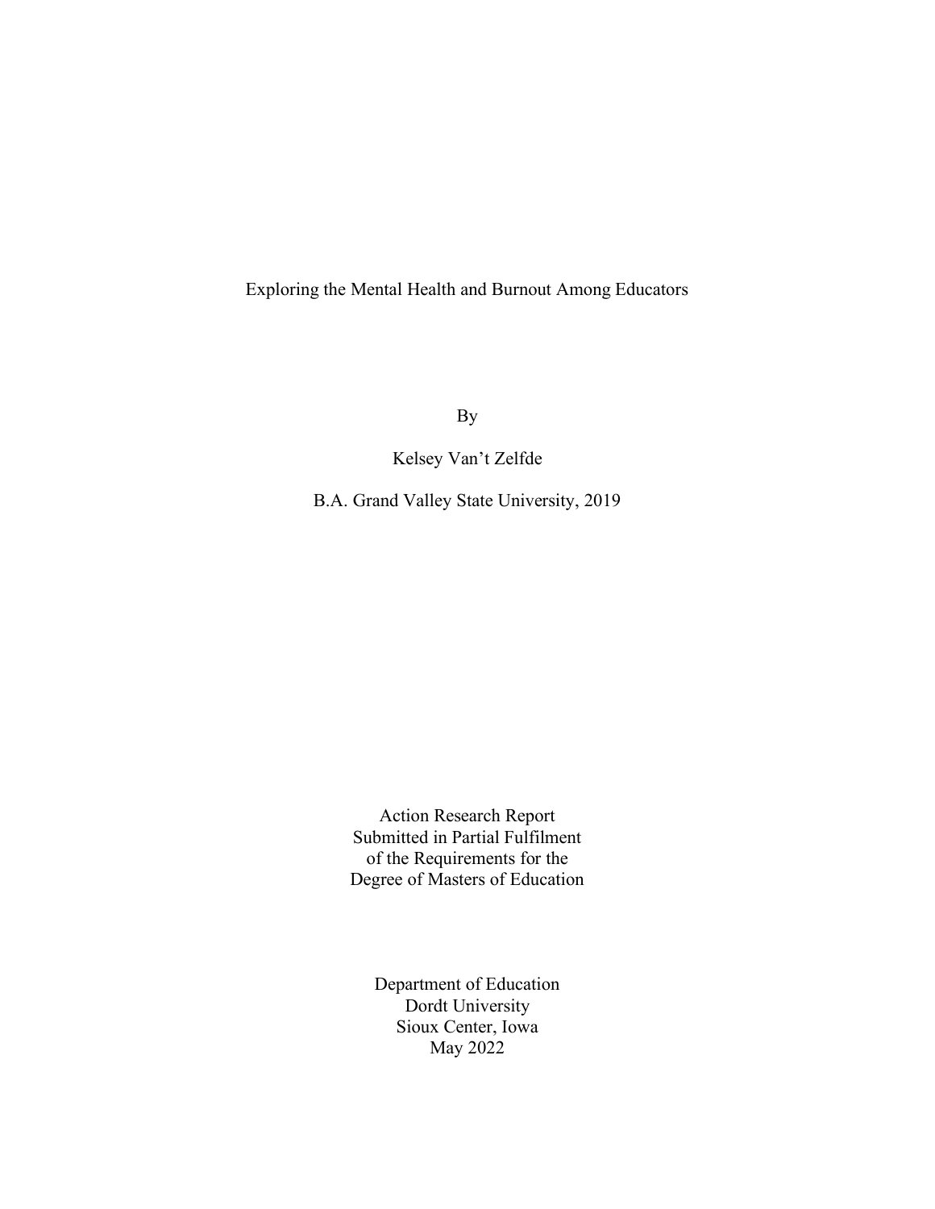# Exploring the Mental Health and Burnout Among Educators

By

Kelsey Van't Zelfde

B.A. Grand Valley State University, 2019

Action Research Report
Submitted in Partial Fulfilment
of the Requirements for the
Degree of Masters of Education

Department of Education
Dordt University
Sioux Center, Iowa
May 2022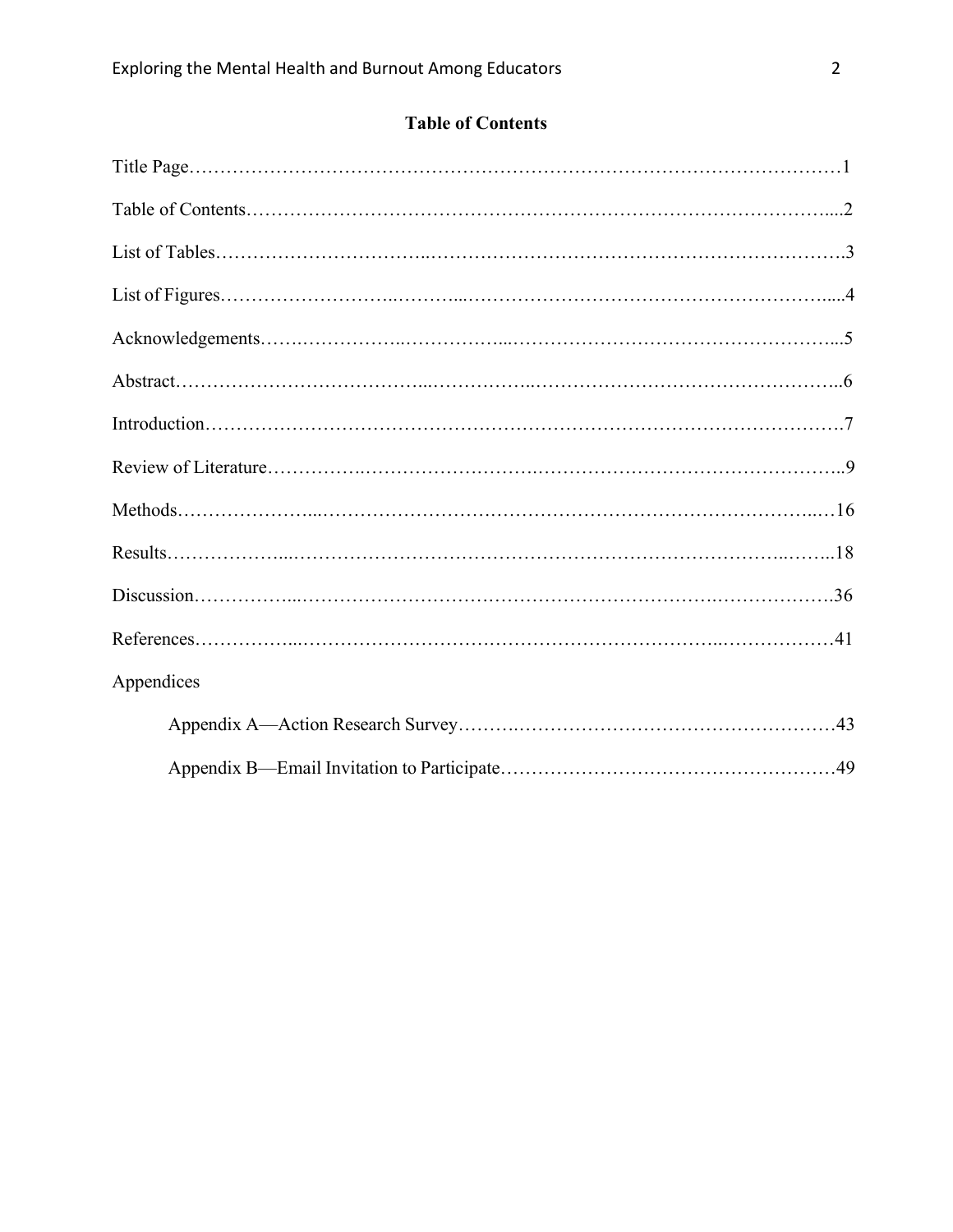## Table of Contents

Title Page…………………………………………………………………………………………1

Table of Contents……………………………………………………………………………....2

List of Tables…………………………………………………………………………………….3

List of Figures…………………………………………………………………………………....4

Acknowledgements……………………………………………………………………………...5

Abstract…………………………………………………………………………………………..6

Introduction……………………………………………………………………………………….7

Review of Literature……………………………………………………………………………..9

Methods…………………………………………………………………………………………16

Results……………………………………………………………………………………………18

Discussion………………………………………………………………………………………36

References………………………………………………………………………………………41

Appendices

- Appendix A—Action Research Survey……………………………………………………43
- Appendix B—Email Invitation to Participate………………………………………………49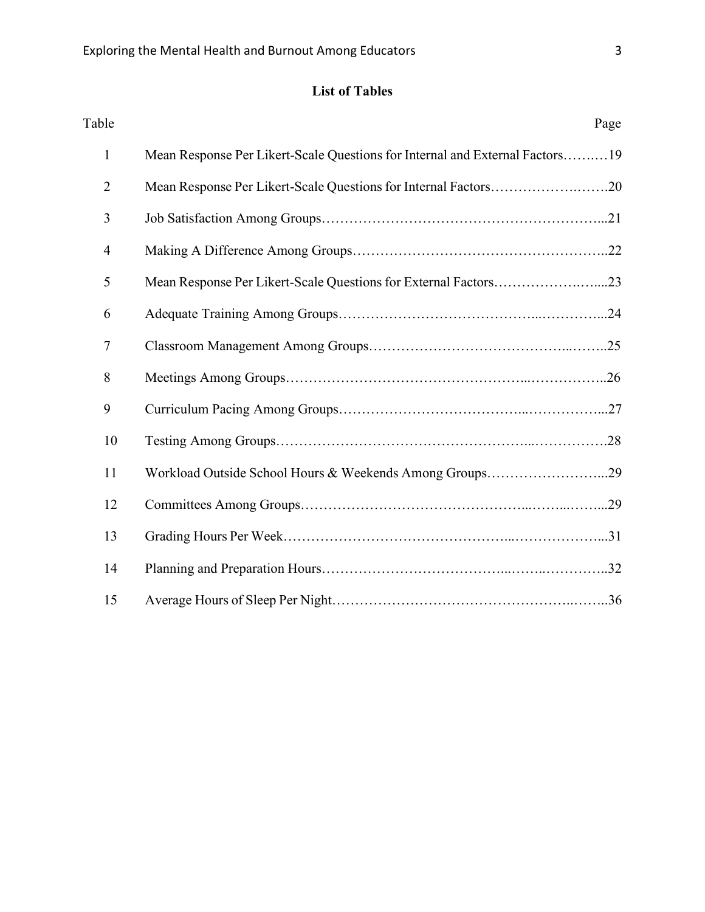## List of Tables

| Table | | Page |
|---|---|---|
| 1 | Mean Response Per Likert-Scale Questions for Internal and External Factors | 19 |
| 2 | Mean Response Per Likert-Scale Questions for Internal Factors | 20 |
| 3 | Job Satisfaction Among Groups | 21 |
| 4 | Making A Difference Among Groups | 22 |
| 5 | Mean Response Per Likert-Scale Questions for External Factors | 23 |
| 6 | Adequate Training Among Groups | 24 |
| 7 | Classroom Management Among Groups | 25 |
| 8 | Meetings Among Groups | 26 |
| 9 | Curriculum Pacing Among Groups | 27 |
| 10 | Testing Among Groups | 28 |
| 11 | Workload Outside School Hours & Weekends Among Groups | 29 |
| 12 | Committees Among Groups | 29 |
| 13 | Grading Hours Per Week | 31 |
| 14 | Planning and Preparation Hours | 32 |
| 15 | Average Hours of Sleep Per Night | 36 |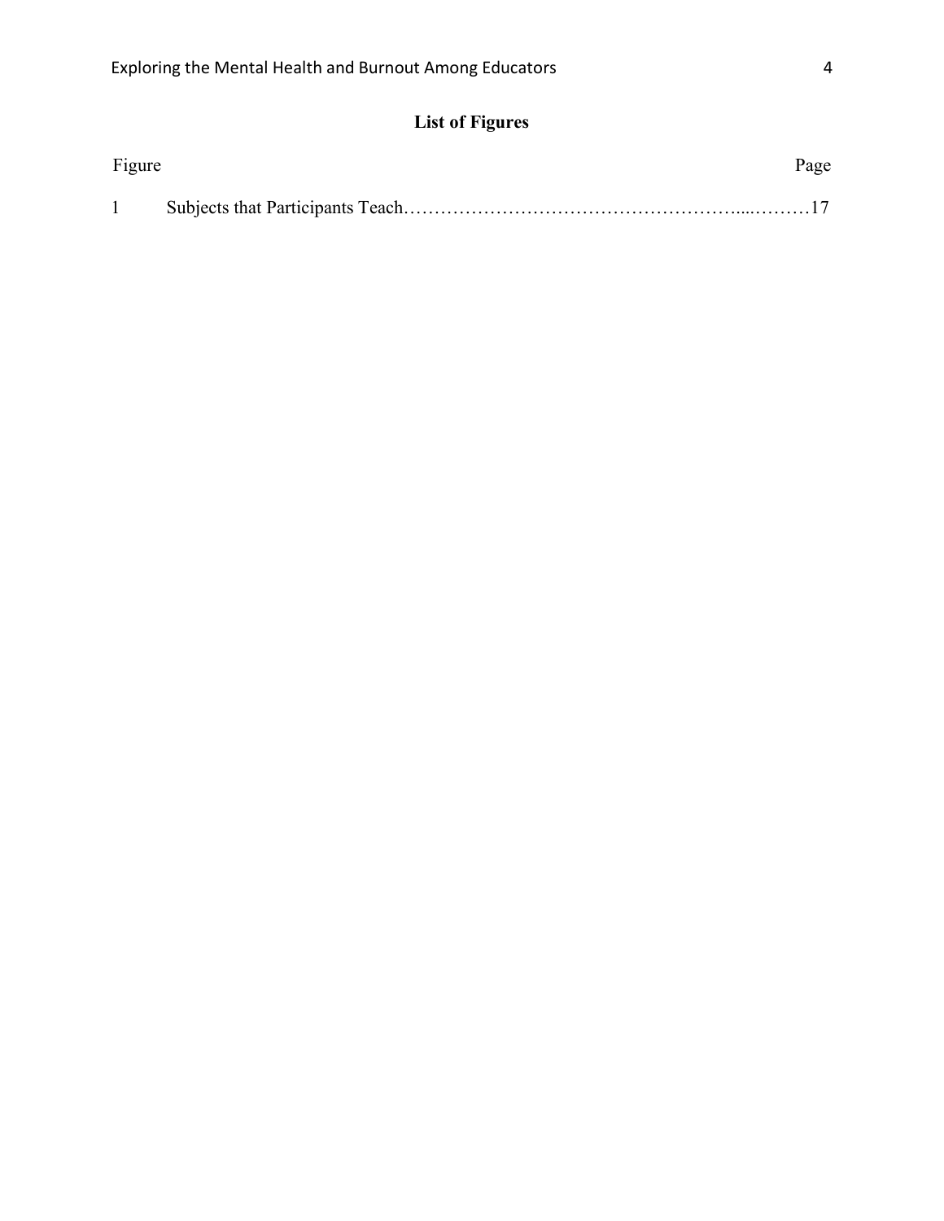## List of Figures

| Figure | | Page |
|---|---|---|
| 1 | Subjects that Participants Teach | 17 |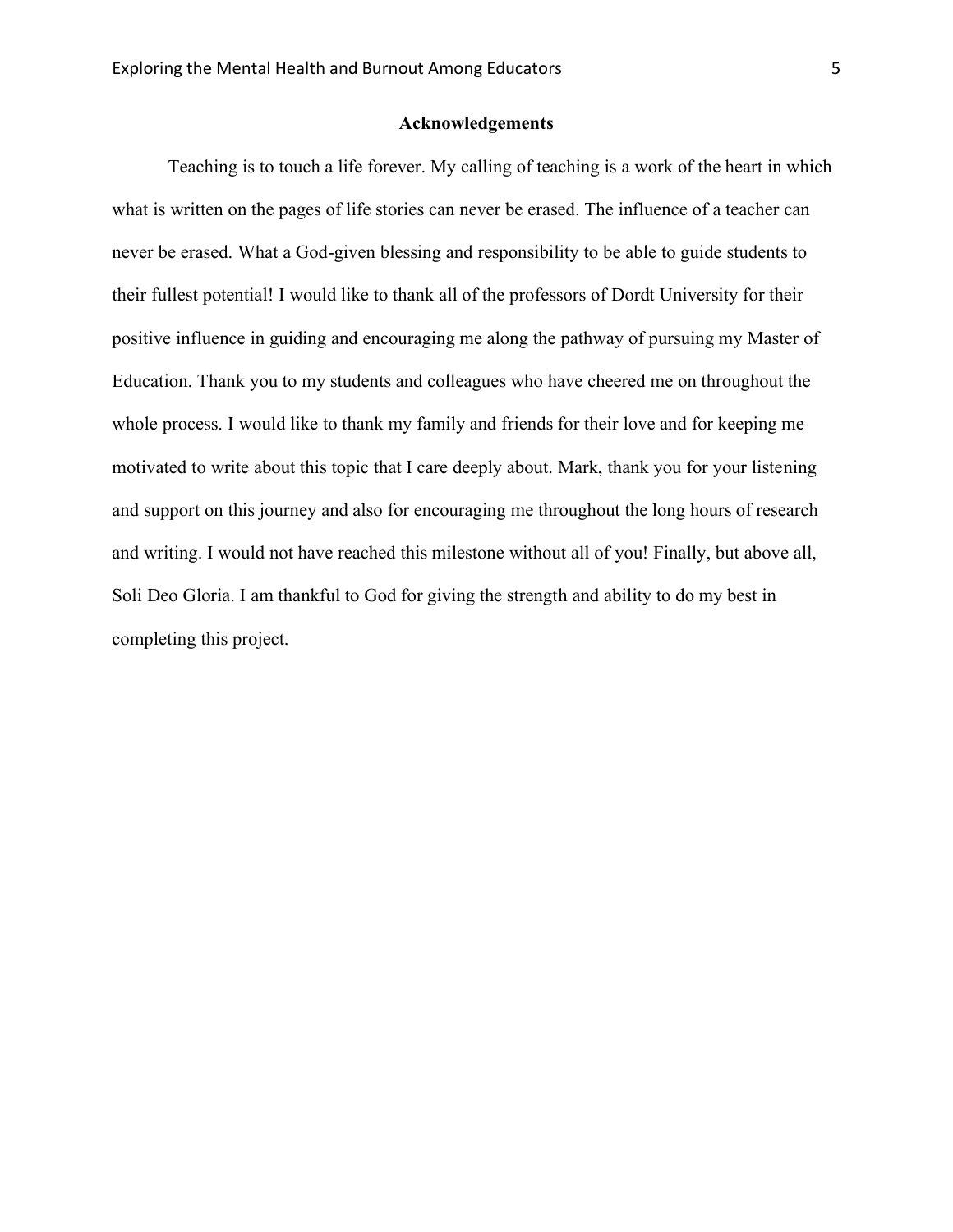# Acknowledgements

Teaching is to touch a life forever. My calling of teaching is a work of the heart in which what is written on the pages of life stories can never be erased. The influence of a teacher can never be erased. What a God-given blessing and responsibility to be able to guide students to their fullest potential! I would like to thank all of the professors of Dordt University for their positive influence in guiding and encouraging me along the pathway of pursuing my Master of Education. Thank you to my students and colleagues who have cheered me on throughout the whole process. I would like to thank my family and friends for their love and for keeping me motivated to write about this topic that I care deeply about. Mark, thank you for your listening and support on this journey and also for encouraging me throughout the long hours of research and writing. I would not have reached this milestone without all of you! Finally, but above all, Soli Deo Gloria. I am thankful to God for giving the strength and ability to do my best in completing this project.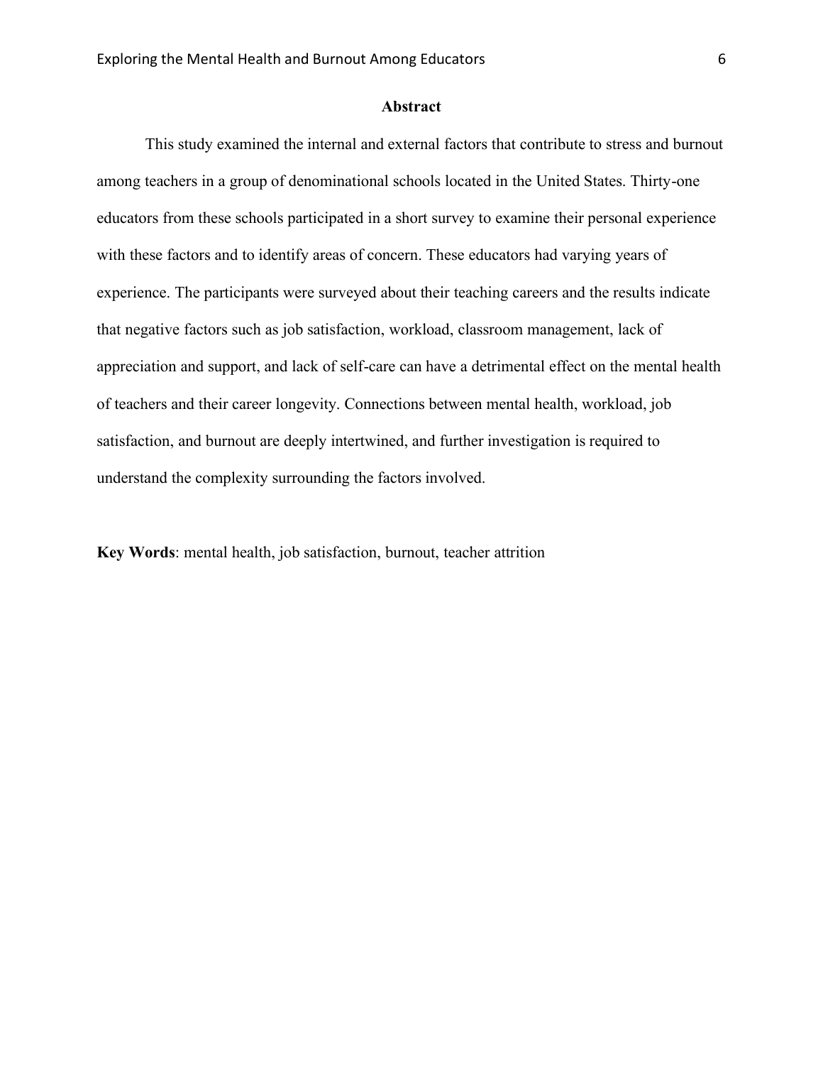## Abstract

This study examined the internal and external factors that contribute to stress and burnout among teachers in a group of denominational schools located in the United States. Thirty-one educators from these schools participated in a short survey to examine their personal experience with these factors and to identify areas of concern. These educators had varying years of experience. The participants were surveyed about their teaching careers and the results indicate that negative factors such as job satisfaction, workload, classroom management, lack of appreciation and support, and lack of self-care can have a detrimental effect on the mental health of teachers and their career longevity. Connections between mental health, workload, job satisfaction, and burnout are deeply intertwined, and further investigation is required to understand the complexity surrounding the factors involved.

**Key Words**: mental health, job satisfaction, burnout, teacher attrition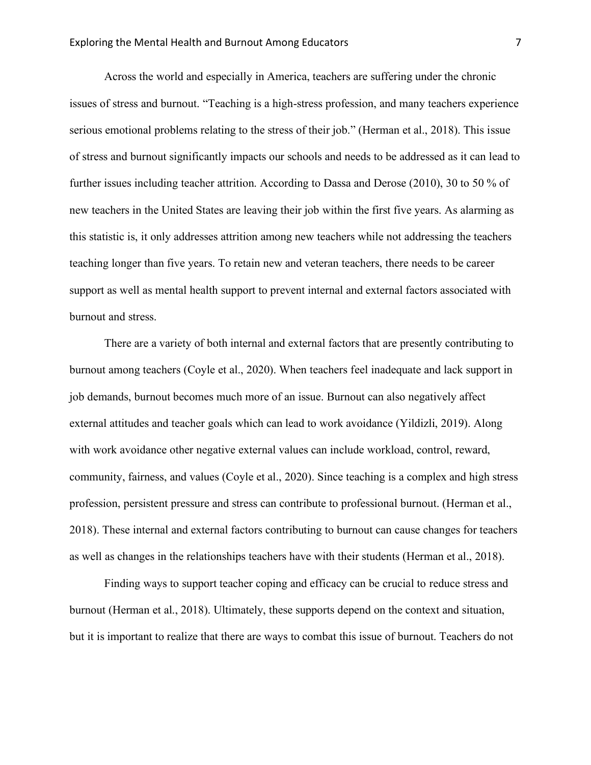Across the world and especially in America, teachers are suffering under the chronic issues of stress and burnout. “Teaching is a high-stress profession, and many teachers experience serious emotional problems relating to the stress of their job.” (Herman et al., 2018). This issue of stress and burnout significantly impacts our schools and needs to be addressed as it can lead to further issues including teacher attrition. According to Dassa and Derose (2010), 30 to 50 % of new teachers in the United States are leaving their job within the first five years. As alarming as this statistic is, it only addresses attrition among new teachers while not addressing the teachers teaching longer than five years. To retain new and veteran teachers, there needs to be career support as well as mental health support to prevent internal and external factors associated with burnout and stress.

There are a variety of both internal and external factors that are presently contributing to burnout among teachers (Coyle et al., 2020). When teachers feel inadequate and lack support in job demands, burnout becomes much more of an issue. Burnout can also negatively affect external attitudes and teacher goals which can lead to work avoidance (Yildizli, 2019). Along with work avoidance other negative external values can include workload, control, reward, community, fairness, and values (Coyle et al., 2020). Since teaching is a complex and high stress profession, persistent pressure and stress can contribute to professional burnout. (Herman et al., 2018). These internal and external factors contributing to burnout can cause changes for teachers as well as changes in the relationships teachers have with their students (Herman et al., 2018).

Finding ways to support teacher coping and efficacy can be crucial to reduce stress and burnout (Herman et al., 2018). Ultimately, these supports depend on the context and situation, but it is important to realize that there are ways to combat this issue of burnout. Teachers do not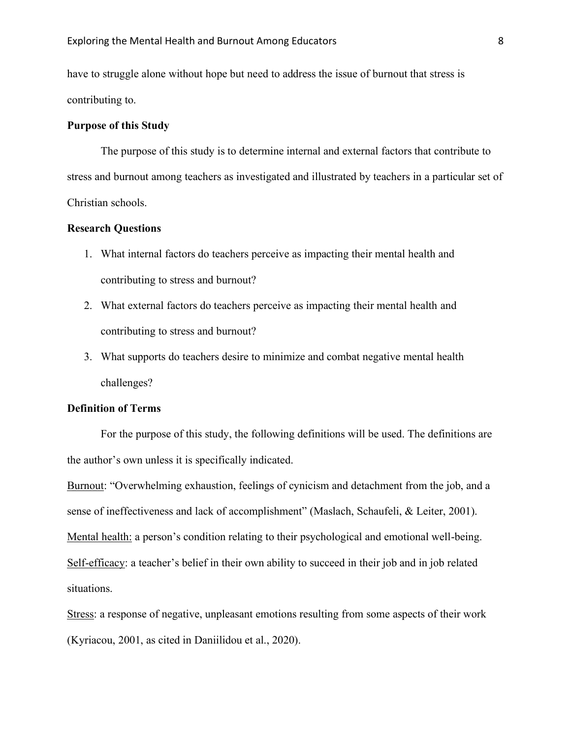have to struggle alone without hope but need to address the issue of burnout that stress is contributing to.

## Purpose of this Study

The purpose of this study is to determine internal and external factors that contribute to stress and burnout among teachers as investigated and illustrated by teachers in a particular set of Christian schools.

## Research Questions

1. What internal factors do teachers perceive as impacting their mental health and contributing to stress and burnout?
2. What external factors do teachers perceive as impacting their mental health and contributing to stress and burnout?
3. What supports do teachers desire to minimize and combat negative mental health challenges?

## Definition of Terms

For the purpose of this study, the following definitions will be used. The definitions are the author's own unless it is specifically indicated.

<u>Burnout</u>: "Overwhelming exhaustion, feelings of cynicism and detachment from the job, and a sense of ineffectiveness and lack of accomplishment" (Maslach, Schaufeli, & Leiter, 2001).

<u>Mental health:</u> a person's condition relating to their psychological and emotional well-being.

<u>Self-efficacy</u>: a teacher's belief in their own ability to succeed in their job and in job related situations.

<u>Stress</u>: a response of negative, unpleasant emotions resulting from some aspects of their work (Kyriacou, 2001, as cited in Daniilidou et al., 2020).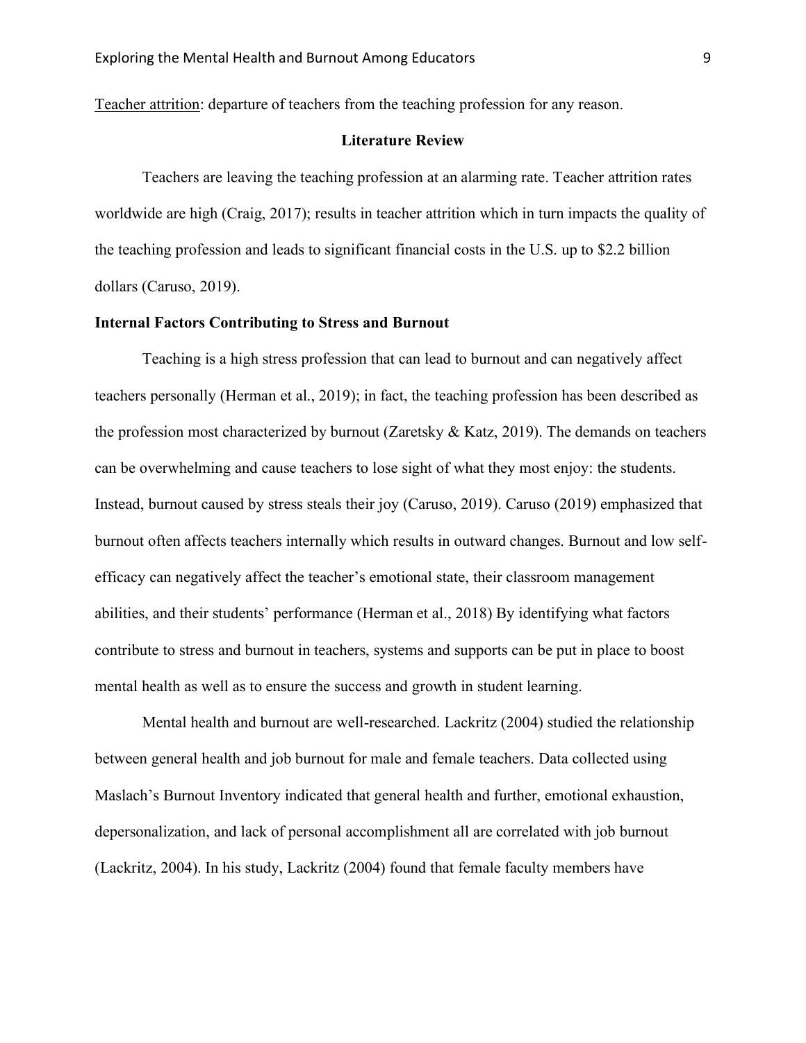Teacher attrition: departure of teachers from the teaching profession for any reason.

## Literature Review

Teachers are leaving the teaching profession at an alarming rate. Teacher attrition rates worldwide are high (Craig, 2017); results in teacher attrition which in turn impacts the quality of the teaching profession and leads to significant financial costs in the U.S. up to $2.2 billion dollars (Caruso, 2019).

### Internal Factors Contributing to Stress and Burnout

Teaching is a high stress profession that can lead to burnout and can negatively affect teachers personally (Herman et al., 2019); in fact, the teaching profession has been described as the profession most characterized by burnout (Zaretsky & Katz, 2019). The demands on teachers can be overwhelming and cause teachers to lose sight of what they most enjoy: the students. Instead, burnout caused by stress steals their joy (Caruso, 2019). Caruso (2019) emphasized that burnout often affects teachers internally which results in outward changes. Burnout and low self-efficacy can negatively affect the teacher's emotional state, their classroom management abilities, and their students' performance (Herman et al., 2018) By identifying what factors contribute to stress and burnout in teachers, systems and supports can be put in place to boost mental health as well as to ensure the success and growth in student learning.

Mental health and burnout are well-researched. Lackritz (2004) studied the relationship between general health and job burnout for male and female teachers. Data collected using Maslach's Burnout Inventory indicated that general health and further, emotional exhaustion, depersonalization, and lack of personal accomplishment all are correlated with job burnout (Lackritz, 2004). In his study, Lackritz (2004) found that female faculty members have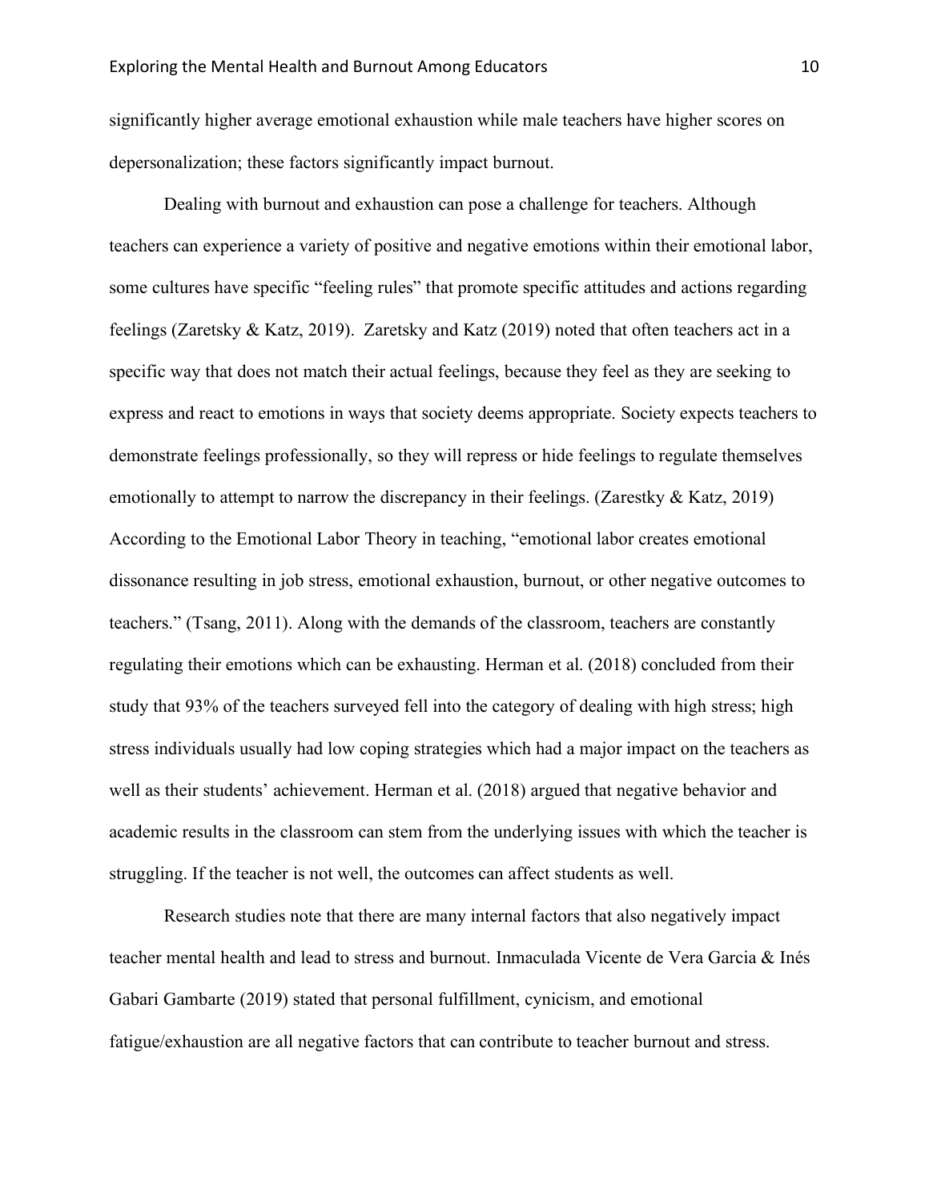significantly higher average emotional exhaustion while male teachers have higher scores on depersonalization; these factors significantly impact burnout.

Dealing with burnout and exhaustion can pose a challenge for teachers. Although teachers can experience a variety of positive and negative emotions within their emotional labor, some cultures have specific "feeling rules" that promote specific attitudes and actions regarding feelings (Zaretsky & Katz, 2019). Zaretsky and Katz (2019) noted that often teachers act in a specific way that does not match their actual feelings, because they feel as they are seeking to express and react to emotions in ways that society deems appropriate. Society expects teachers to demonstrate feelings professionally, so they will repress or hide feelings to regulate themselves emotionally to attempt to narrow the discrepancy in their feelings. (Zarestky & Katz, 2019) According to the Emotional Labor Theory in teaching, "emotional labor creates emotional dissonance resulting in job stress, emotional exhaustion, burnout, or other negative outcomes to teachers." (Tsang, 2011). Along with the demands of the classroom, teachers are constantly regulating their emotions which can be exhausting. Herman et al. (2018) concluded from their study that 93% of the teachers surveyed fell into the category of dealing with high stress; high stress individuals usually had low coping strategies which had a major impact on the teachers as well as their students' achievement. Herman et al. (2018) argued that negative behavior and academic results in the classroom can stem from the underlying issues with which the teacher is struggling. If the teacher is not well, the outcomes can affect students as well.

Research studies note that there are many internal factors that also negatively impact teacher mental health and lead to stress and burnout. Inmaculada Vicente de Vera Garcia & Inés Gabari Gambarte (2019) stated that personal fulfillment, cynicism, and emotional fatigue/exhaustion are all negative factors that can contribute to teacher burnout and stress.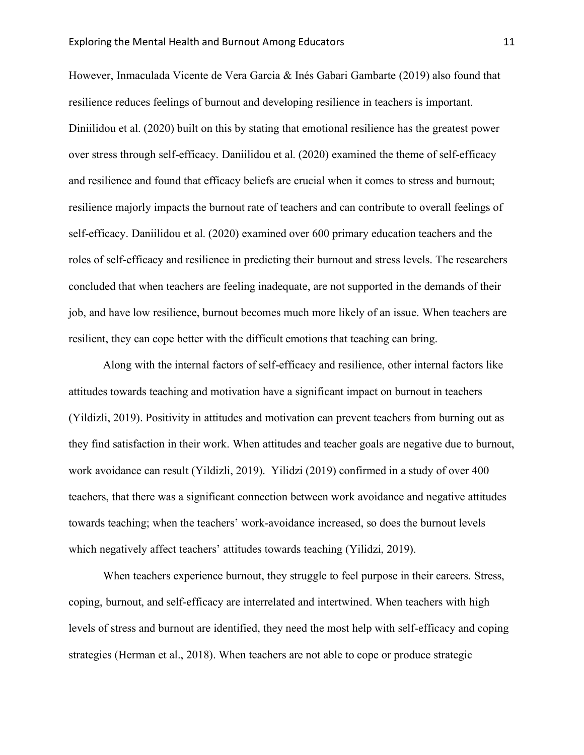However, Inmaculada Vicente de Vera Garcia & Inés Gabari Gambarte (2019) also found that resilience reduces feelings of burnout and developing resilience in teachers is important. Diniilidou et al. (2020) built on this by stating that emotional resilience has the greatest power over stress through self-efficacy. Daniilidou et al. (2020) examined the theme of self-efficacy and resilience and found that efficacy beliefs are crucial when it comes to stress and burnout; resilience majorly impacts the burnout rate of teachers and can contribute to overall feelings of self-efficacy. Daniilidou et al. (2020) examined over 600 primary education teachers and the roles of self-efficacy and resilience in predicting their burnout and stress levels. The researchers concluded that when teachers are feeling inadequate, are not supported in the demands of their job, and have low resilience, burnout becomes much more likely of an issue. When teachers are resilient, they can cope better with the difficult emotions that teaching can bring.

Along with the internal factors of self-efficacy and resilience, other internal factors like attitudes towards teaching and motivation have a significant impact on burnout in teachers (Yildizli, 2019). Positivity in attitudes and motivation can prevent teachers from burning out as they find satisfaction in their work. When attitudes and teacher goals are negative due to burnout, work avoidance can result (Yildizli, 2019). Yilidzi (2019) confirmed in a study of over 400 teachers, that there was a significant connection between work avoidance and negative attitudes towards teaching; when the teachers' work-avoidance increased, so does the burnout levels which negatively affect teachers' attitudes towards teaching (Yilidzi, 2019).

When teachers experience burnout, they struggle to feel purpose in their careers. Stress, coping, burnout, and self-efficacy are interrelated and intertwined. When teachers with high levels of stress and burnout are identified, they need the most help with self-efficacy and coping strategies (Herman et al., 2018). When teachers are not able to cope or produce strategic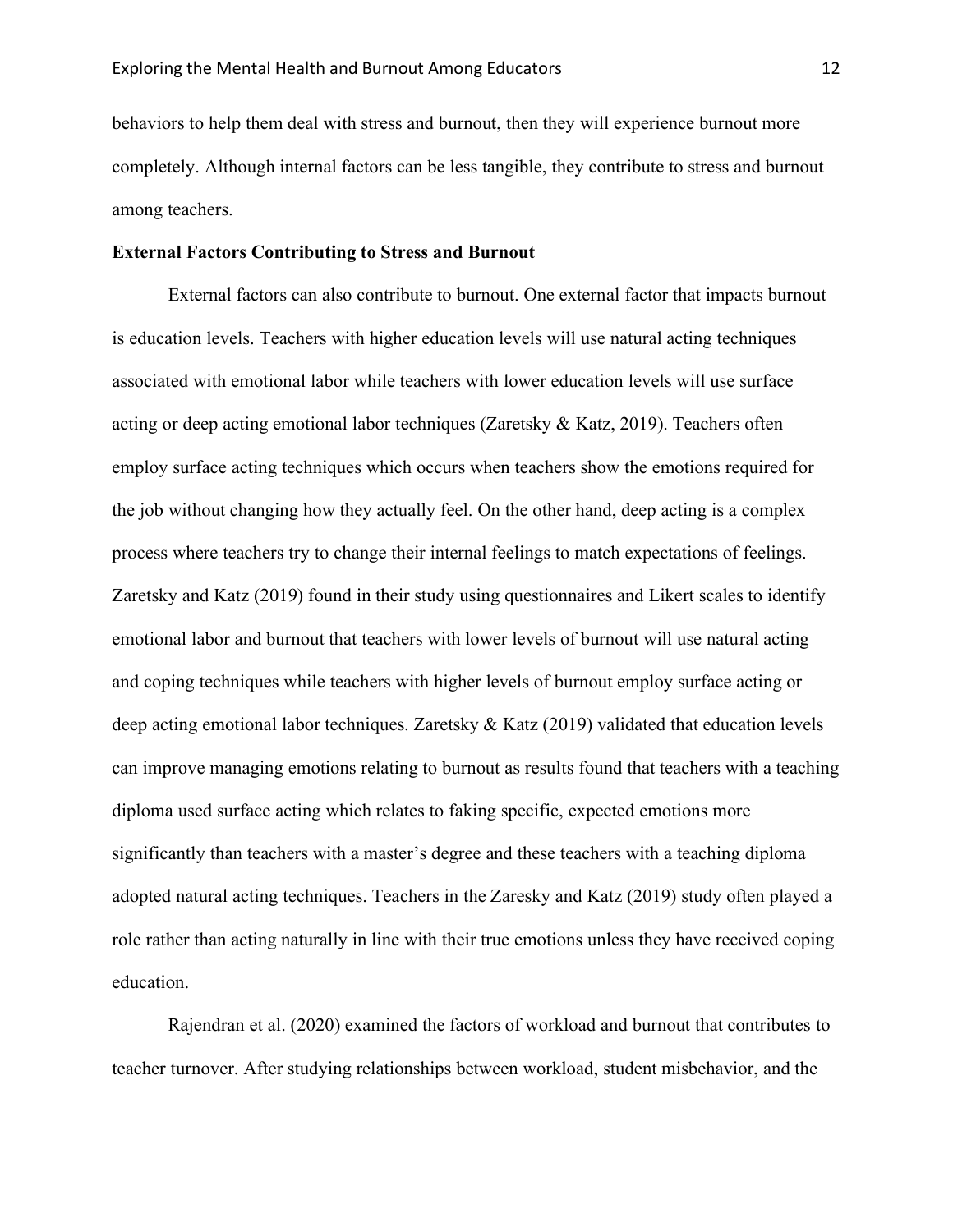behaviors to help them deal with stress and burnout, then they will experience burnout more completely. Although internal factors can be less tangible, they contribute to stress and burnout among teachers.

**External Factors Contributing to Stress and Burnout**

External factors can also contribute to burnout. One external factor that impacts burnout is education levels. Teachers with higher education levels will use natural acting techniques associated with emotional labor while teachers with lower education levels will use surface acting or deep acting emotional labor techniques (Zaretsky & Katz, 2019). Teachers often employ surface acting techniques which occurs when teachers show the emotions required for the job without changing how they actually feel. On the other hand, deep acting is a complex process where teachers try to change their internal feelings to match expectations of feelings. Zaretsky and Katz (2019) found in their study using questionnaires and Likert scales to identify emotional labor and burnout that teachers with lower levels of burnout will use natural acting and coping techniques while teachers with higher levels of burnout employ surface acting or deep acting emotional labor techniques. Zaretsky & Katz (2019) validated that education levels can improve managing emotions relating to burnout as results found that teachers with a teaching diploma used surface acting which relates to faking specific, expected emotions more significantly than teachers with a master's degree and these teachers with a teaching diploma adopted natural acting techniques. Teachers in the Zaresky and Katz (2019) study often played a role rather than acting naturally in line with their true emotions unless they have received coping education.

Rajendran et al. (2020) examined the factors of workload and burnout that contributes to teacher turnover. After studying relationships between workload, student misbehavior, and the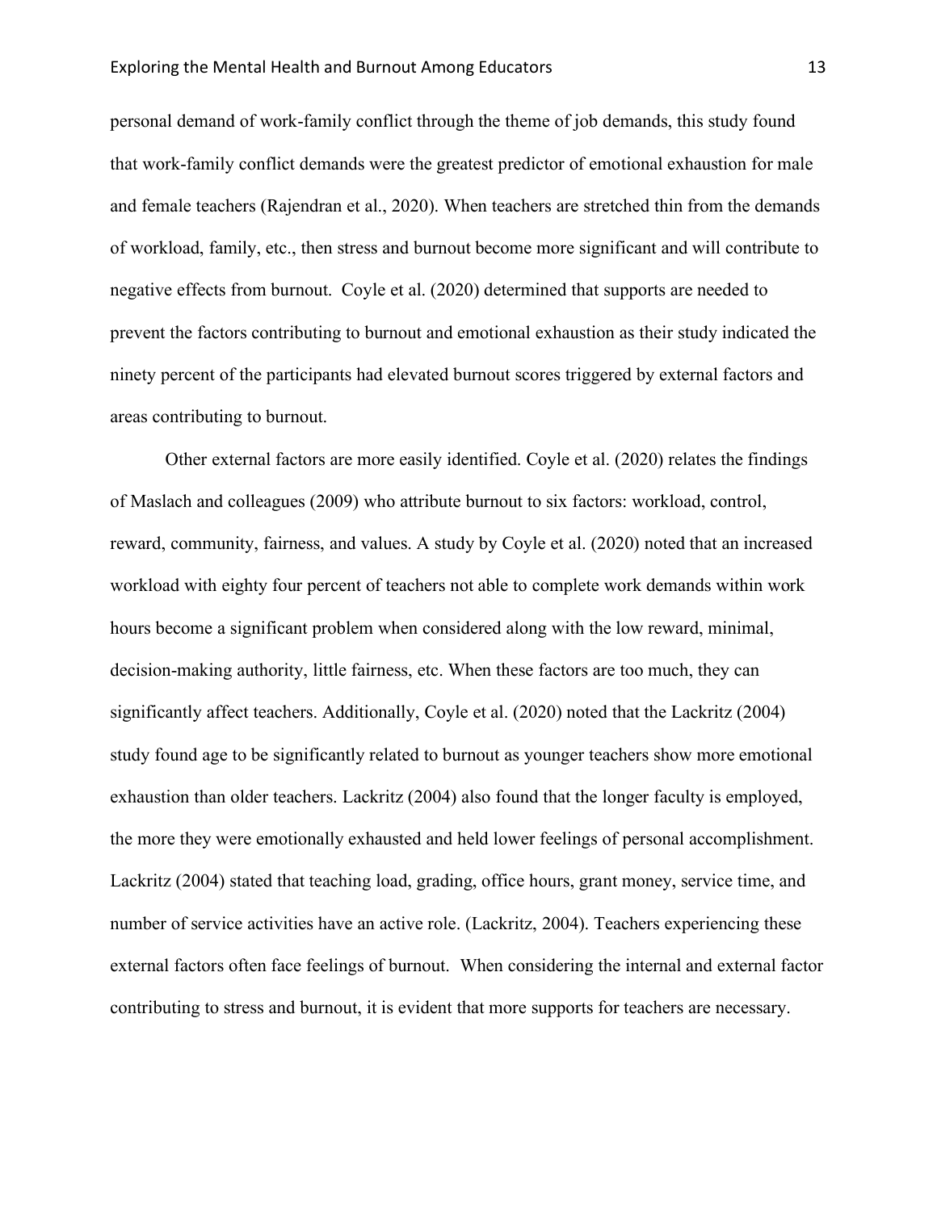personal demand of work-family conflict through the theme of job demands, this study found that work-family conflict demands were the greatest predictor of emotional exhaustion for male and female teachers (Rajendran et al., 2020). When teachers are stretched thin from the demands of workload, family, etc., then stress and burnout become more significant and will contribute to negative effects from burnout. Coyle et al. (2020) determined that supports are needed to prevent the factors contributing to burnout and emotional exhaustion as their study indicated the ninety percent of the participants had elevated burnout scores triggered by external factors and areas contributing to burnout.

Other external factors are more easily identified. Coyle et al. (2020) relates the findings of Maslach and colleagues (2009) who attribute burnout to six factors: workload, control, reward, community, fairness, and values. A study by Coyle et al. (2020) noted that an increased workload with eighty four percent of teachers not able to complete work demands within work hours become a significant problem when considered along with the low reward, minimal, decision-making authority, little fairness, etc. When these factors are too much, they can significantly affect teachers. Additionally, Coyle et al. (2020) noted that the Lackritz (2004) study found age to be significantly related to burnout as younger teachers show more emotional exhaustion than older teachers. Lackritz (2004) also found that the longer faculty is employed, the more they were emotionally exhausted and held lower feelings of personal accomplishment. Lackritz (2004) stated that teaching load, grading, office hours, grant money, service time, and number of service activities have an active role. (Lackritz, 2004). Teachers experiencing these external factors often face feelings of burnout. When considering the internal and external factor contributing to stress and burnout, it is evident that more supports for teachers are necessary.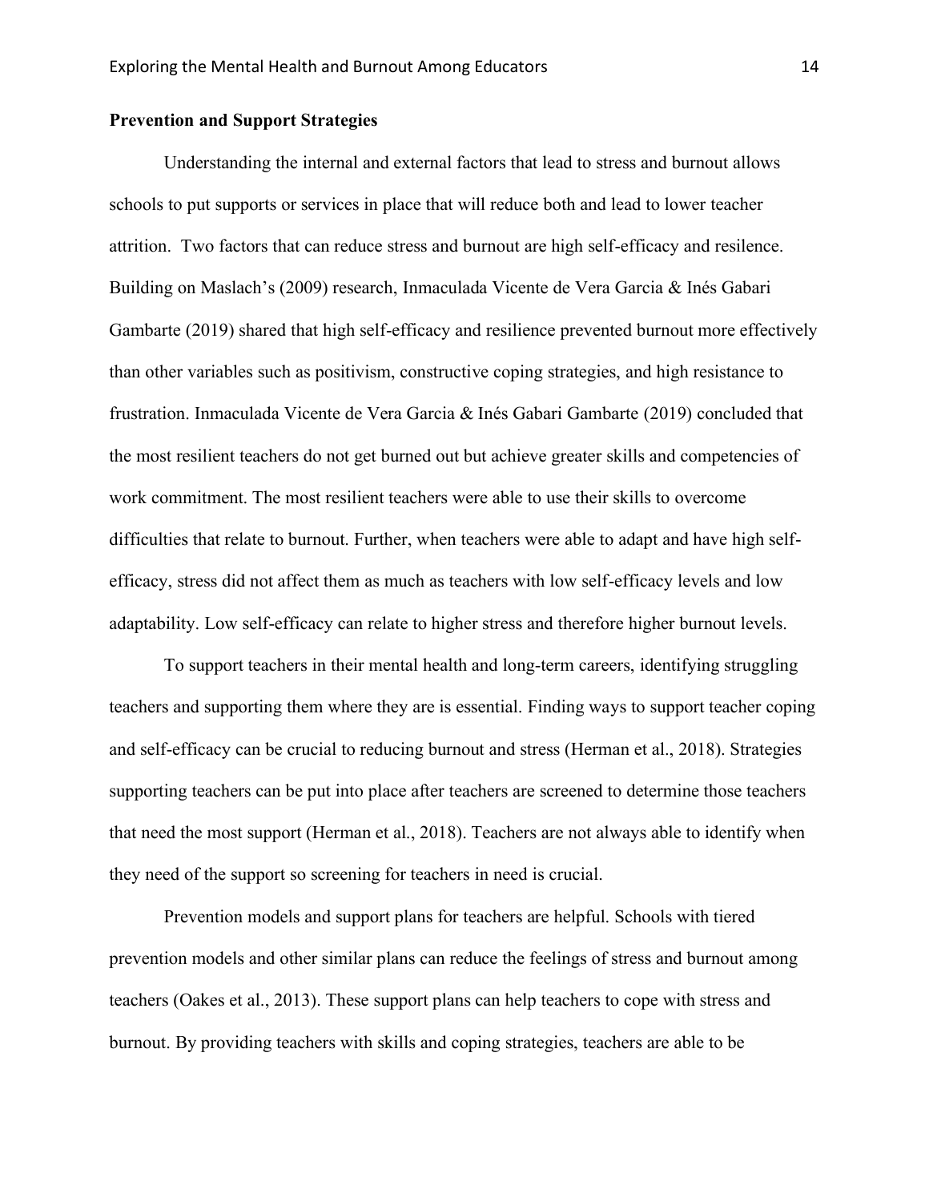**Prevention and Support Strategies**

Understanding the internal and external factors that lead to stress and burnout allows schools to put supports or services in place that will reduce both and lead to lower teacher attrition. Two factors that can reduce stress and burnout are high self-efficacy and resilience. Building on Maslach's (2009) research, Inmaculada Vicente de Vera Garcia & Inés Gabari Gambarte (2019) shared that high self-efficacy and resilience prevented burnout more effectively than other variables such as positivism, constructive coping strategies, and high resistance to frustration. Inmaculada Vicente de Vera Garcia & Inés Gabari Gambarte (2019) concluded that the most resilient teachers do not get burned out but achieve greater skills and competencies of work commitment. The most resilient teachers were able to use their skills to overcome difficulties that relate to burnout. Further, when teachers were able to adapt and have high self-efficacy, stress did not affect them as much as teachers with low self-efficacy levels and low adaptability. Low self-efficacy can relate to higher stress and therefore higher burnout levels.

To support teachers in their mental health and long-term careers, identifying struggling teachers and supporting them where they are is essential. Finding ways to support teacher coping and self-efficacy can be crucial to reducing burnout and stress (Herman et al., 2018). Strategies supporting teachers can be put into place after teachers are screened to determine those teachers that need the most support (Herman et al., 2018). Teachers are not always able to identify when they need of the support so screening for teachers in need is crucial.

Prevention models and support plans for teachers are helpful. Schools with tiered prevention models and other similar plans can reduce the feelings of stress and burnout among teachers (Oakes et al., 2013). These support plans can help teachers to cope with stress and burnout. By providing teachers with skills and coping strategies, teachers are able to be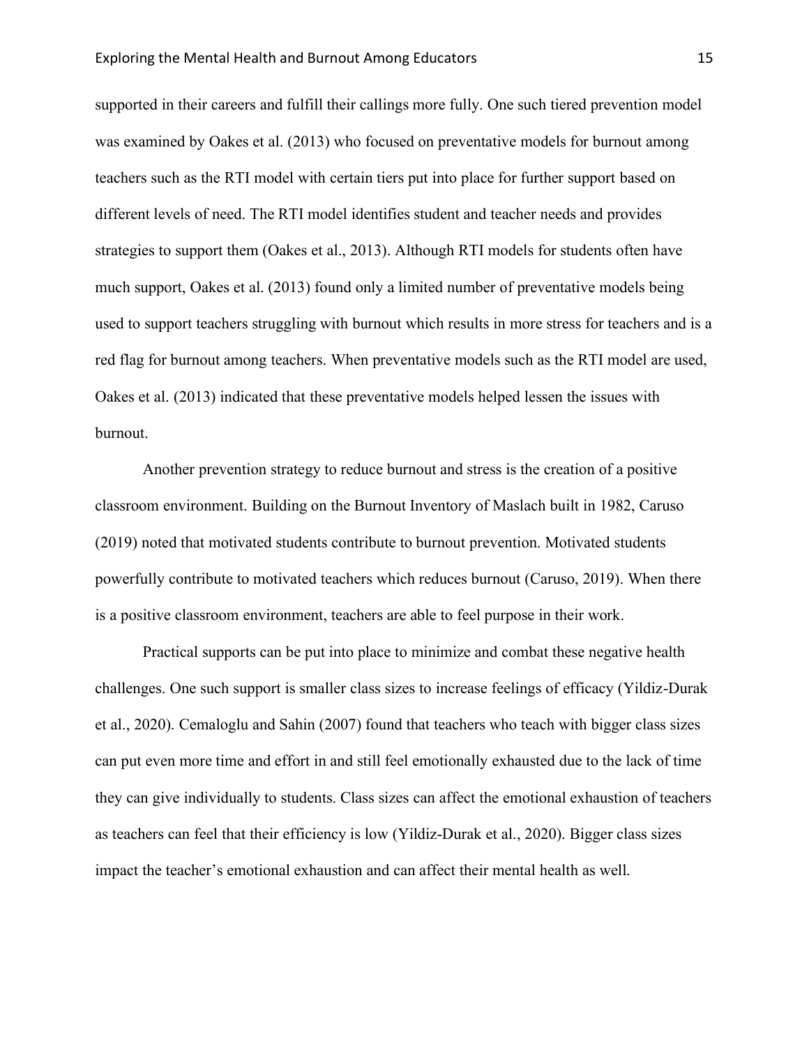supported in their careers and fulfill their callings more fully. One such tiered prevention model was examined by Oakes et al. (2013) who focused on preventative models for burnout among teachers such as the RTI model with certain tiers put into place for further support based on different levels of need. The RTI model identifies student and teacher needs and provides strategies to support them (Oakes et al., 2013). Although RTI models for students often have much support, Oakes et al. (2013) found only a limited number of preventative models being used to support teachers struggling with burnout which results in more stress for teachers and is a red flag for burnout among teachers. When preventative models such as the RTI model are used, Oakes et al. (2013) indicated that these preventative models helped lessen the issues with burnout.

Another prevention strategy to reduce burnout and stress is the creation of a positive classroom environment. Building on the Burnout Inventory of Maslach built in 1982, Caruso (2019) noted that motivated students contribute to burnout prevention. Motivated students powerfully contribute to motivated teachers which reduces burnout (Caruso, 2019). When there is a positive classroom environment, teachers are able to feel purpose in their work.

Practical supports can be put into place to minimize and combat these negative health challenges. One such support is smaller class sizes to increase feelings of efficacy (Yildiz-Durak et al., 2020). Cemaloglu and Sahin (2007) found that teachers who teach with bigger class sizes can put even more time and effort in and still feel emotionally exhausted due to the lack of time they can give individually to students. Class sizes can affect the emotional exhaustion of teachers as teachers can feel that their efficiency is low (Yildiz-Durak et al., 2020). Bigger class sizes impact the teacher's emotional exhaustion and can affect their mental health as well.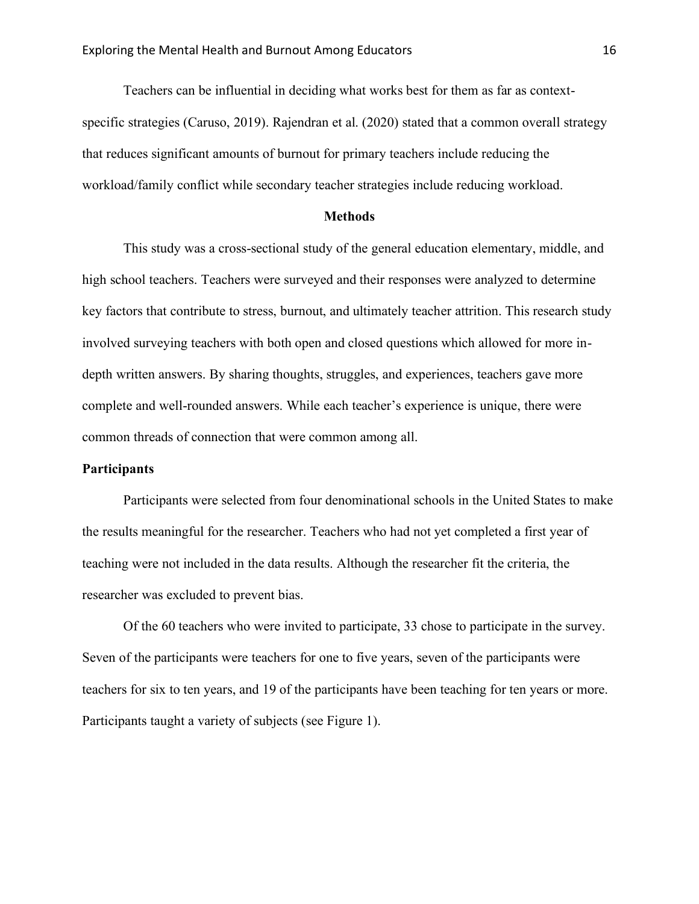Teachers can be influential in deciding what works best for them as far as context-specific strategies (Caruso, 2019). Rajendran et al. (2020) stated that a common overall strategy that reduces significant amounts of burnout for primary teachers include reducing the workload/family conflict while secondary teacher strategies include reducing workload.

## Methods

This study was a cross-sectional study of the general education elementary, middle, and high school teachers. Teachers were surveyed and their responses were analyzed to determine key factors that contribute to stress, burnout, and ultimately teacher attrition. This research study involved surveying teachers with both open and closed questions which allowed for more in-depth written answers. By sharing thoughts, struggles, and experiences, teachers gave more complete and well-rounded answers. While each teacher's experience is unique, there were common threads of connection that were common among all.

### Participants

Participants were selected from four denominational schools in the United States to make the results meaningful for the researcher. Teachers who had not yet completed a first year of teaching were not included in the data results. Although the researcher fit the criteria, the researcher was excluded to prevent bias.

Of the 60 teachers who were invited to participate, 33 chose to participate in the survey. Seven of the participants were teachers for one to five years, seven of the participants were teachers for six to ten years, and 19 of the participants have been teaching for ten years or more. Participants taught a variety of subjects (see Figure 1).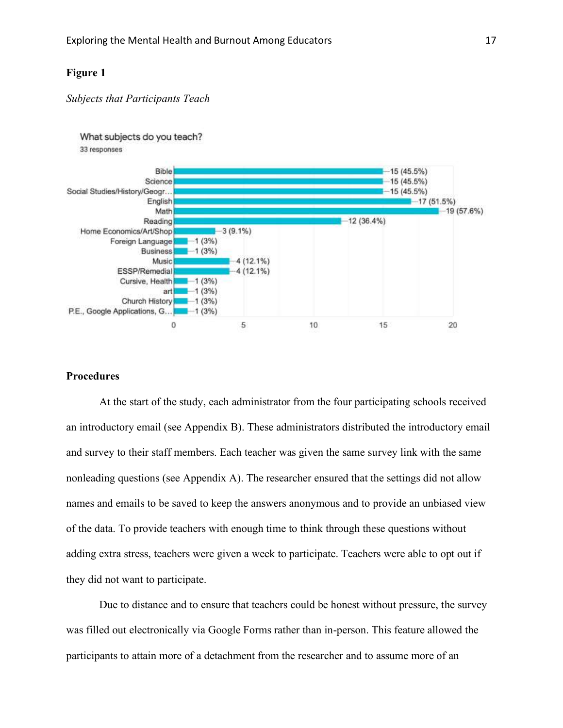**Figure 1**

*Subjects that Participants Teach*

What subjects do you teach?
33 responses

| Subject | Responses |
| --- | --- |
| Bible | 15 (45.5%) |
| Science | 15 (45.5%) |
| Social Studies/History/Geogr... | 15 (45.5%) |
| English | 17 (51.5%) |
| Math | 19 (57.6%) |
| Reading | 12 (36.4%) |
| Home Economics/Art/Shop | 3 (9.1%) |
| Foreign Language | 1 (3%) |
| Business | 1 (3%) |
| Music | 4 (12.1%) |
| ESSP/Remedial | 4 (12.1%) |
| Cursive, Health | 1 (3%) |
| art | 1 (3%) |
| Church History | 1 (3%) |
| P.E., Google Applications, G... | 1 (3%) |

## Procedures

At the start of the study, each administrator from the four participating schools received an introductory email (see Appendix B). These administrators distributed the introductory email and survey to their staff members. Each teacher was given the same survey link with the same nonleading questions (see Appendix A). The researcher ensured that the settings did not allow names and emails to be saved to keep the answers anonymous and to provide an unbiased view of the data. To provide teachers with enough time to think through these questions without adding extra stress, teachers were given a week to participate. Teachers were able to opt out if they did not want to participate.

Due to distance and to ensure that teachers could be honest without pressure, the survey was filled out electronically via Google Forms rather than in-person. This feature allowed the participants to attain more of a detachment from the researcher and to assume more of an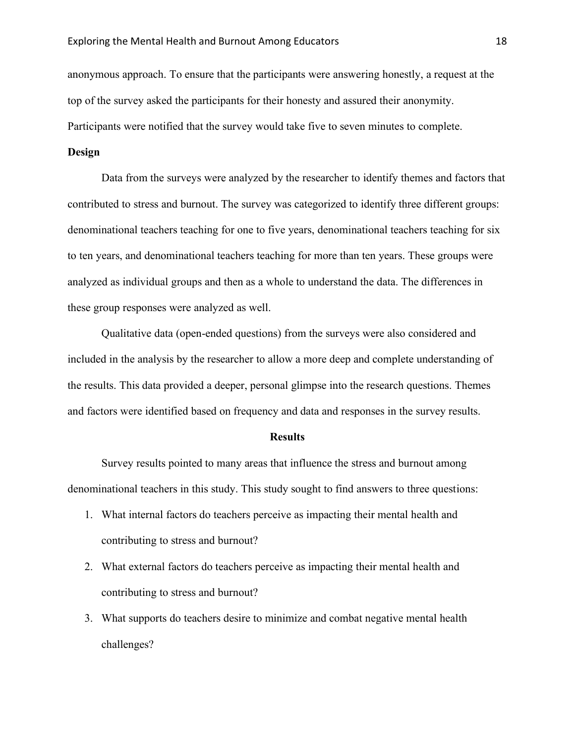anonymous approach. To ensure that the participants were answering honestly, a request at the top of the survey asked the participants for their honesty and assured their anonymity. Participants were notified that the survey would take five to seven minutes to complete.

### Design

Data from the surveys were analyzed by the researcher to identify themes and factors that contributed to stress and burnout. The survey was categorized to identify three different groups: denominational teachers teaching for one to five years, denominational teachers teaching for six to ten years, and denominational teachers teaching for more than ten years. These groups were analyzed as individual groups and then as a whole to understand the data. The differences in these group responses were analyzed as well.

Qualitative data (open-ended questions) from the surveys were also considered and included in the analysis by the researcher to allow a more deep and complete understanding of the results. This data provided a deeper, personal glimpse into the research questions. Themes and factors were identified based on frequency and data and responses in the survey results.

## Results

Survey results pointed to many areas that influence the stress and burnout among denominational teachers in this study. This study sought to find answers to three questions:

1. What internal factors do teachers perceive as impacting their mental health and contributing to stress and burnout?
2. What external factors do teachers perceive as impacting their mental health and contributing to stress and burnout?
3. What supports do teachers desire to minimize and combat negative mental health challenges?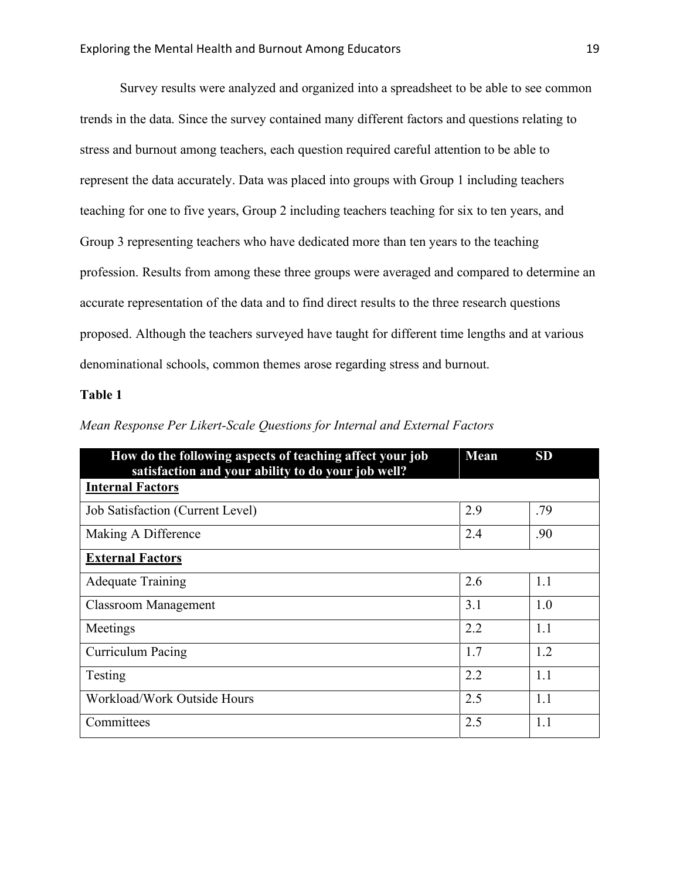Survey results were analyzed and organized into a spreadsheet to be able to see common trends in the data. Since the survey contained many different factors and questions relating to stress and burnout among teachers, each question required careful attention to be able to represent the data accurately. Data was placed into groups with Group 1 including teachers teaching for one to five years, Group 2 including teachers teaching for six to ten years, and Group 3 representing teachers who have dedicated more than ten years to the teaching profession. Results from among these three groups were averaged and compared to determine an accurate representation of the data and to find direct results to the three research questions proposed. Although the teachers surveyed have taught for different time lengths and at various denominational schools, common themes arose regarding stress and burnout.

**Table 1**

*Mean Response Per Likert-Scale Questions for Internal and External Factors*

| How do the following aspects of teaching affect your job satisfaction and your ability to do your job well? | Mean | SD |
|---|---|---|
| **Internal Factors** | | |
| Job Satisfaction (Current Level) | 2.9 | .79 |
| Making A Difference | 2.4 | .90 |
| **External Factors** | | |
| Adequate Training | 2.6 | 1.1 |
| Classroom Management | 3.1 | 1.0 |
| Meetings | 2.2 | 1.1 |
| Curriculum Pacing | 1.7 | 1.2 |
| Testing | 2.2 | 1.1 |
| Workload/Work Outside Hours | 2.5 | 1.1 |
| Committees | 2.5 | 1.1 |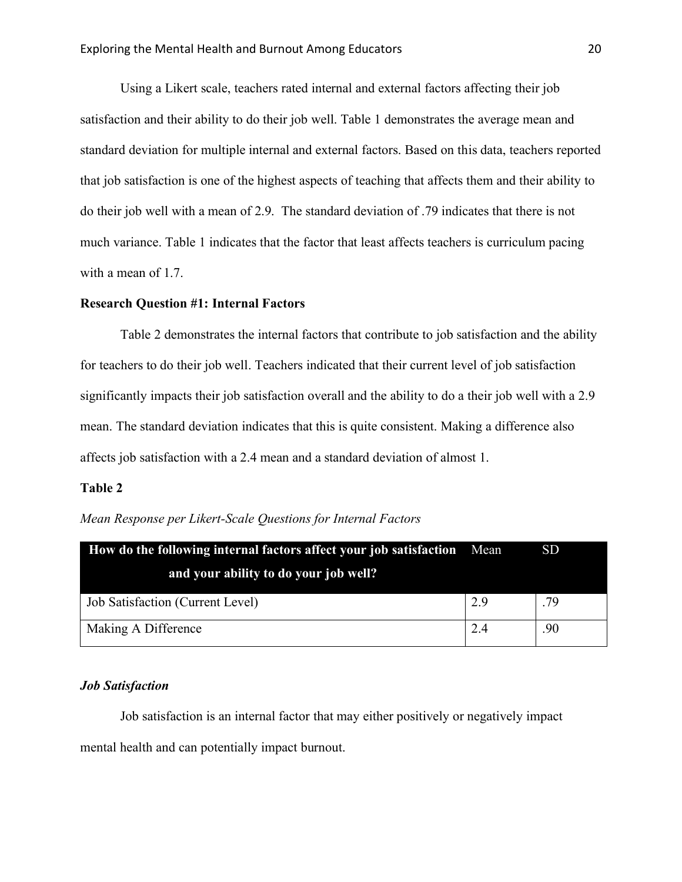Using a Likert scale, teachers rated internal and external factors affecting their job satisfaction and their ability to do their job well. Table 1 demonstrates the average mean and standard deviation for multiple internal and external factors. Based on this data, teachers reported that job satisfaction is one of the highest aspects of teaching that affects them and their ability to do their job well with a mean of 2.9. The standard deviation of .79 indicates that there is not much variance. Table 1 indicates that the factor that least affects teachers is curriculum pacing with a mean of 1.7.

**Research Question #1: Internal Factors**

Table 2 demonstrates the internal factors that contribute to job satisfaction and the ability for teachers to do their job well. Teachers indicated that their current level of job satisfaction significantly impacts their job satisfaction overall and the ability to do a their job well with a 2.9 mean. The standard deviation indicates that this is quite consistent. Making a difference also affects job satisfaction with a 2.4 mean and a standard deviation of almost 1.

**Table 2**

*Mean Response per Likert-Scale Questions for Internal Factors*

| How do the following internal factors affect your job satisfaction and your ability to do your job well? | Mean | SD |
|---|---|---|
| Job Satisfaction (Current Level) | 2.9 | .79 |
| Making A Difference | 2.4 | .90 |

***Job Satisfaction***

Job satisfaction is an internal factor that may either positively or negatively impact mental health and can potentially impact burnout.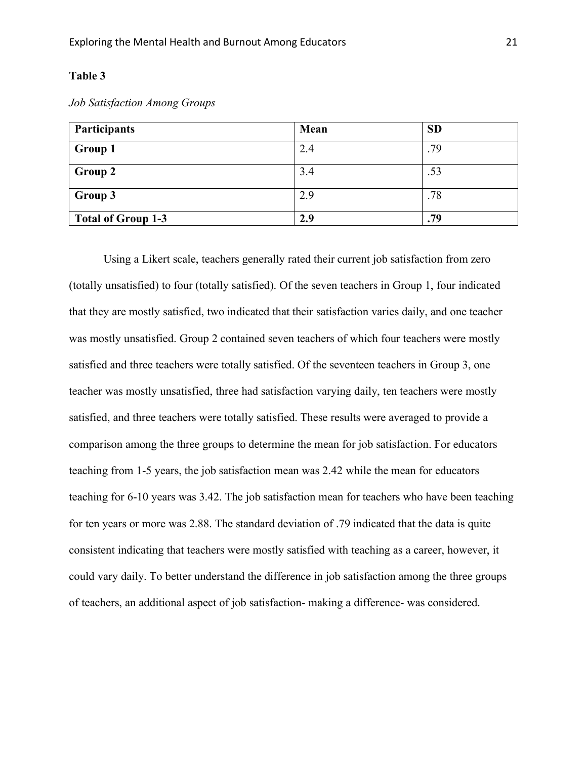**Table 3**

*Job Satisfaction Among Groups*

| Participants | Mean | SD |
|---|---|---|
| **Group 1** | 2.4 | .79 |
| **Group 2** | 3.4 | .53 |
| **Group 3** | 2.9 | .78 |
| **Total of Group 1-3** | **2.9** | **.79** |

Using a Likert scale, teachers generally rated their current job satisfaction from zero (totally unsatisfied) to four (totally satisfied). Of the seven teachers in Group 1, four indicated that they are mostly satisfied, two indicated that their satisfaction varies daily, and one teacher was mostly unsatisfied. Group 2 contained seven teachers of which four teachers were mostly satisfied and three teachers were totally satisfied. Of the seventeen teachers in Group 3, one teacher was mostly unsatisfied, three had satisfaction varying daily, ten teachers were mostly satisfied, and three teachers were totally satisfied. These results were averaged to provide a comparison among the three groups to determine the mean for job satisfaction. For educators teaching from 1-5 years, the job satisfaction mean was 2.42 while the mean for educators teaching for 6-10 years was 3.42. The job satisfaction mean for teachers who have been teaching for ten years or more was 2.88. The standard deviation of .79 indicated that the data is quite consistent indicating that teachers were mostly satisfied with teaching as a career, however, it could vary daily. To better understand the difference in job satisfaction among the three groups of teachers, an additional aspect of job satisfaction- making a difference- was considered.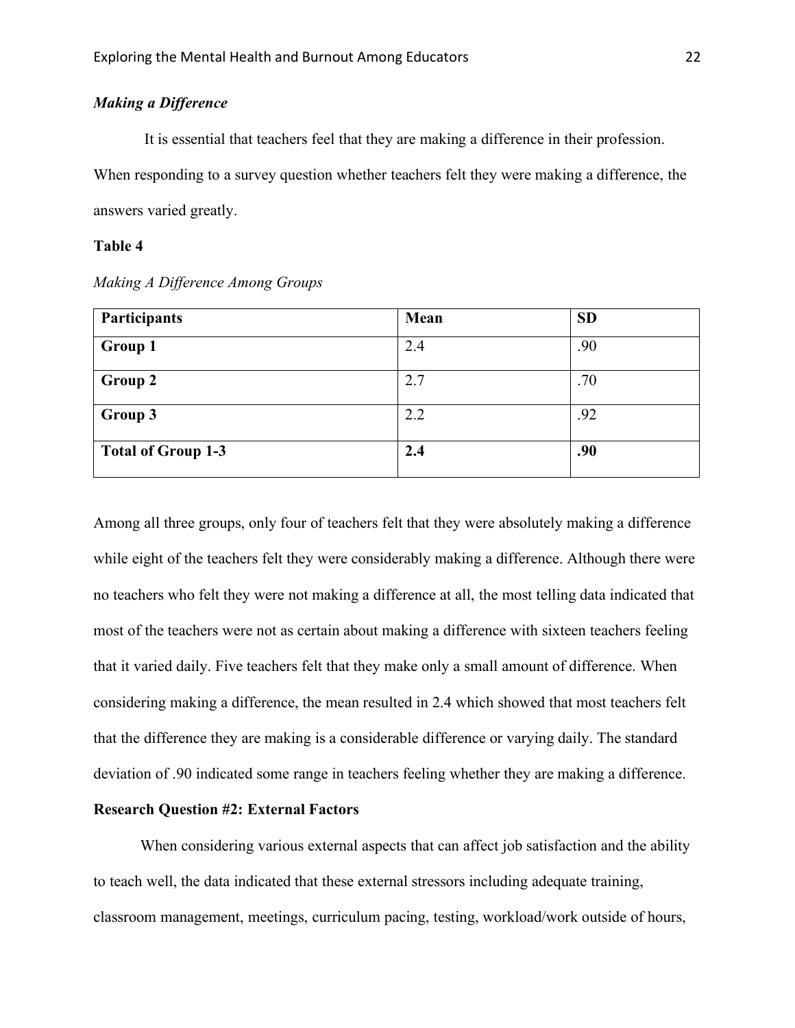### *Making a Difference*

It is essential that teachers feel that they are making a difference in their profession. When responding to a survey question whether teachers felt they were making a difference, the answers varied greatly.

**Table 4**

*Making A Difference Among Groups*

| **Participants** | **Mean** | **SD** |
| --- | --- | --- |
| **Group 1** | 2.4 | .90 |
| **Group 2** | 2.7 | .70 |
| **Group 3** | 2.2 | .92 |
| **Total of Group 1-3** | **2.4** | **.90** |

Among all three groups, only four of teachers felt that they were absolutely making a difference while eight of the teachers felt they were considerably making a difference. Although there were no teachers who felt they were not making a difference at all, the most telling data indicated that most of the teachers were not as certain about making a difference with sixteen teachers feeling that it varied daily. Five teachers felt that they make only a small amount of difference. When considering making a difference, the mean resulted in 2.4 which showed that most teachers felt that the difference they are making is a considerable difference or varying daily. The standard deviation of .90 indicated some range in teachers feeling whether they are making a difference.

### Research Question #2: External Factors

When considering various external aspects that can affect job satisfaction and the ability to teach well, the data indicated that these external stressors including adequate training, classroom management, meetings, curriculum pacing, testing, workload/work outside of hours,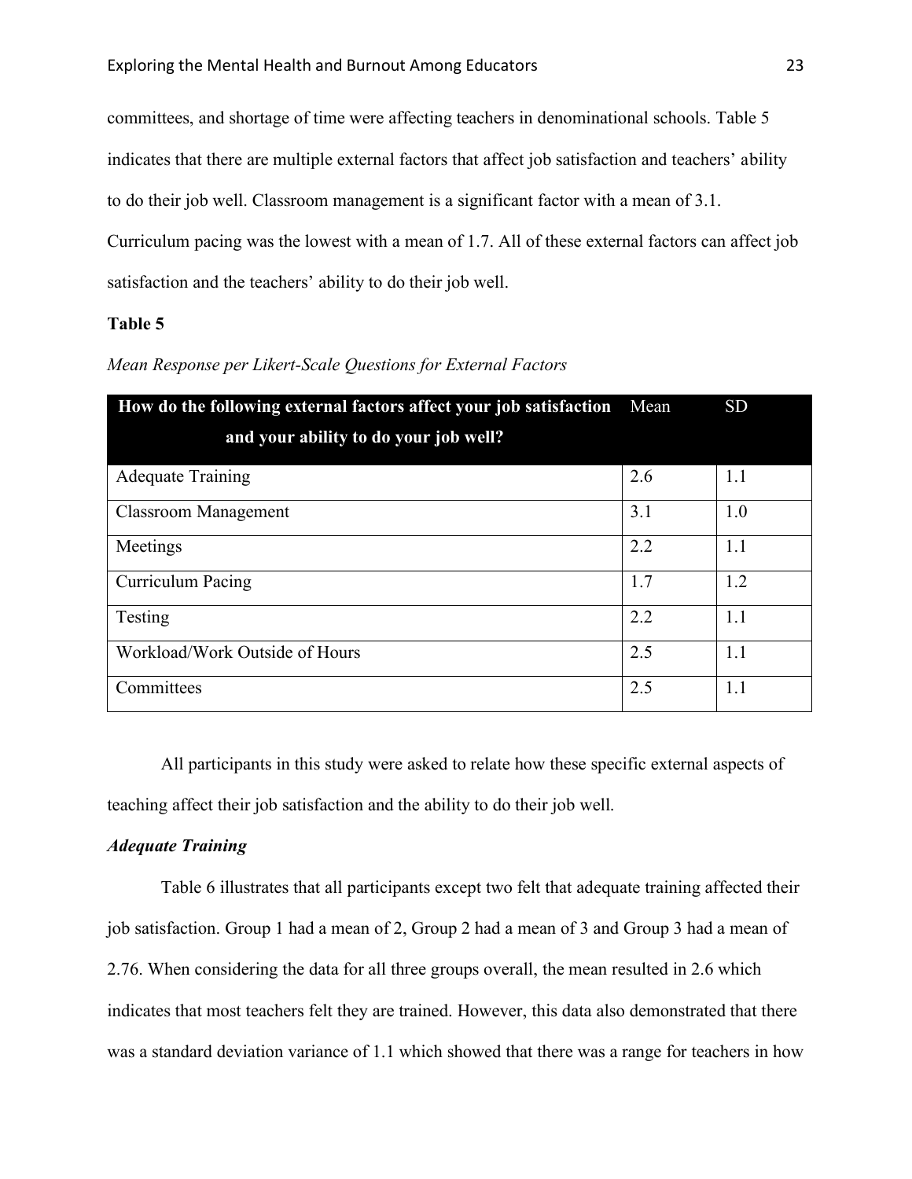committees, and shortage of time were affecting teachers in denominational schools. Table 5 indicates that there are multiple external factors that affect job satisfaction and teachers' ability to do their job well. Classroom management is a significant factor with a mean of 3.1. Curriculum pacing was the lowest with a mean of 1.7. All of these external factors can affect job satisfaction and the teachers' ability to do their job well.

**Table 5**

*Mean Response per Likert-Scale Questions for External Factors*

| How do the following external factors affect your job satisfaction and your ability to do your job well? | Mean | SD |
|---|---|---|
| Adequate Training | 2.6 | 1.1 |
| Classroom Management | 3.1 | 1.0 |
| Meetings | 2.2 | 1.1 |
| Curriculum Pacing | 1.7 | 1.2 |
| Testing | 2.2 | 1.1 |
| Workload/Work Outside of Hours | 2.5 | 1.1 |
| Committees | 2.5 | 1.1 |

All participants in this study were asked to relate how these specific external aspects of teaching affect their job satisfaction and the ability to do their job well.

### *Adequate Training*

Table 6 illustrates that all participants except two felt that adequate training affected their job satisfaction. Group 1 had a mean of 2, Group 2 had a mean of 3 and Group 3 had a mean of 2.76. When considering the data for all three groups overall, the mean resulted in 2.6 which indicates that most teachers felt they are trained. However, this data also demonstrated that there was a standard deviation variance of 1.1 which showed that there was a range for teachers in how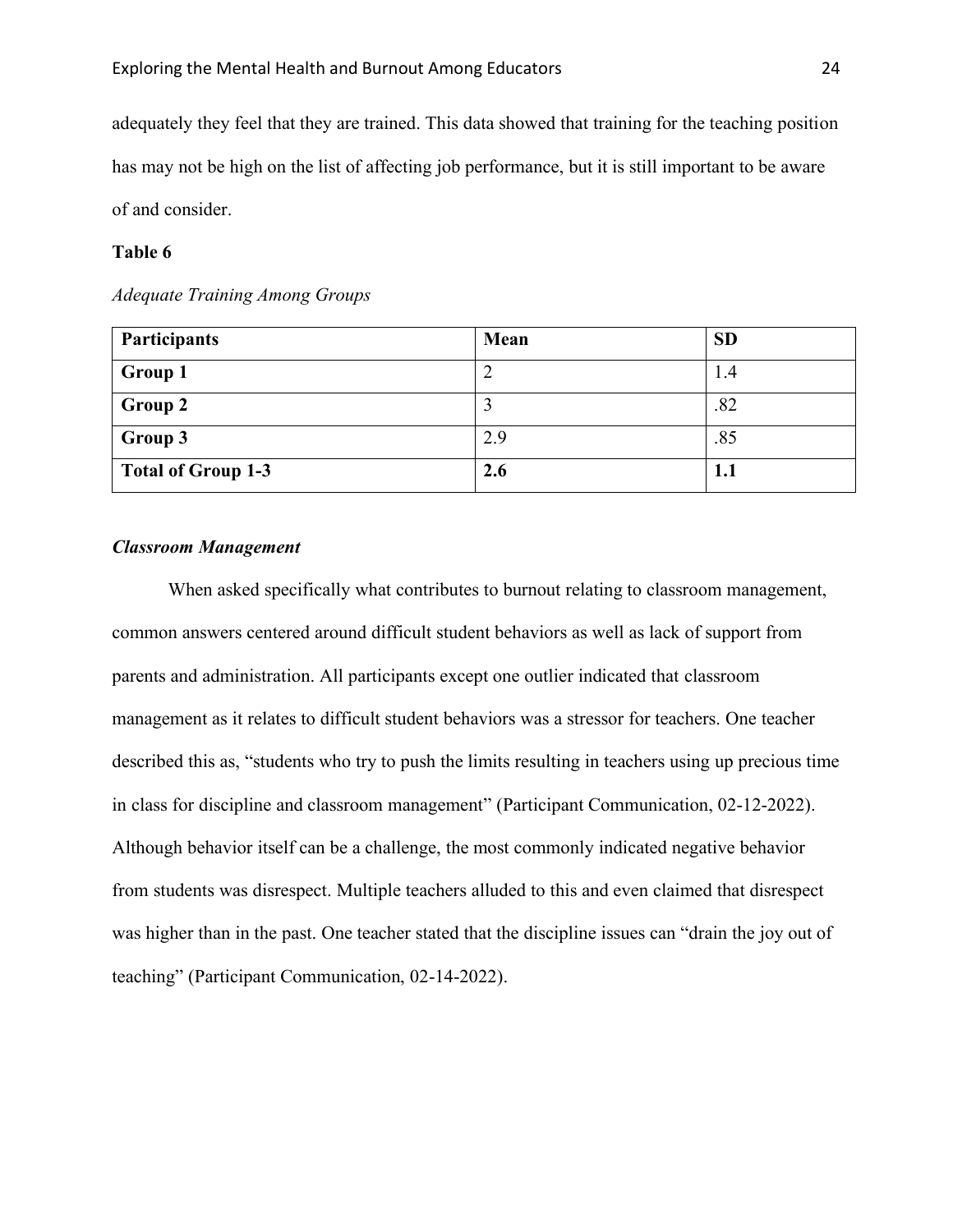adequately they feel that they are trained. This data showed that training for the teaching position has may not be high on the list of affecting job performance, but it is still important to be aware of and consider.

**Table 6**

*Adequate Training Among Groups*

| **Participants** | **Mean** | **SD** |
|---|---|---|
| **Group 1** | 2 | 1.4 |
| **Group 2** | 3 | .82 |
| **Group 3** | 2.9 | .85 |
| **Total of Group 1-3** | **2.6** | **1.1** |

***Classroom Management***

When asked specifically what contributes to burnout relating to classroom management, common answers centered around difficult student behaviors as well as lack of support from parents and administration. All participants except one outlier indicated that classroom management as it relates to difficult student behaviors was a stressor for teachers. One teacher described this as, "students who try to push the limits resulting in teachers using up precious time in class for discipline and classroom management" (Participant Communication, 02-12-2022). Although behavior itself can be a challenge, the most commonly indicated negative behavior from students was disrespect. Multiple teachers alluded to this and even claimed that disrespect was higher than in the past. One teacher stated that the discipline issues can "drain the joy out of teaching" (Participant Communication, 02-14-2022).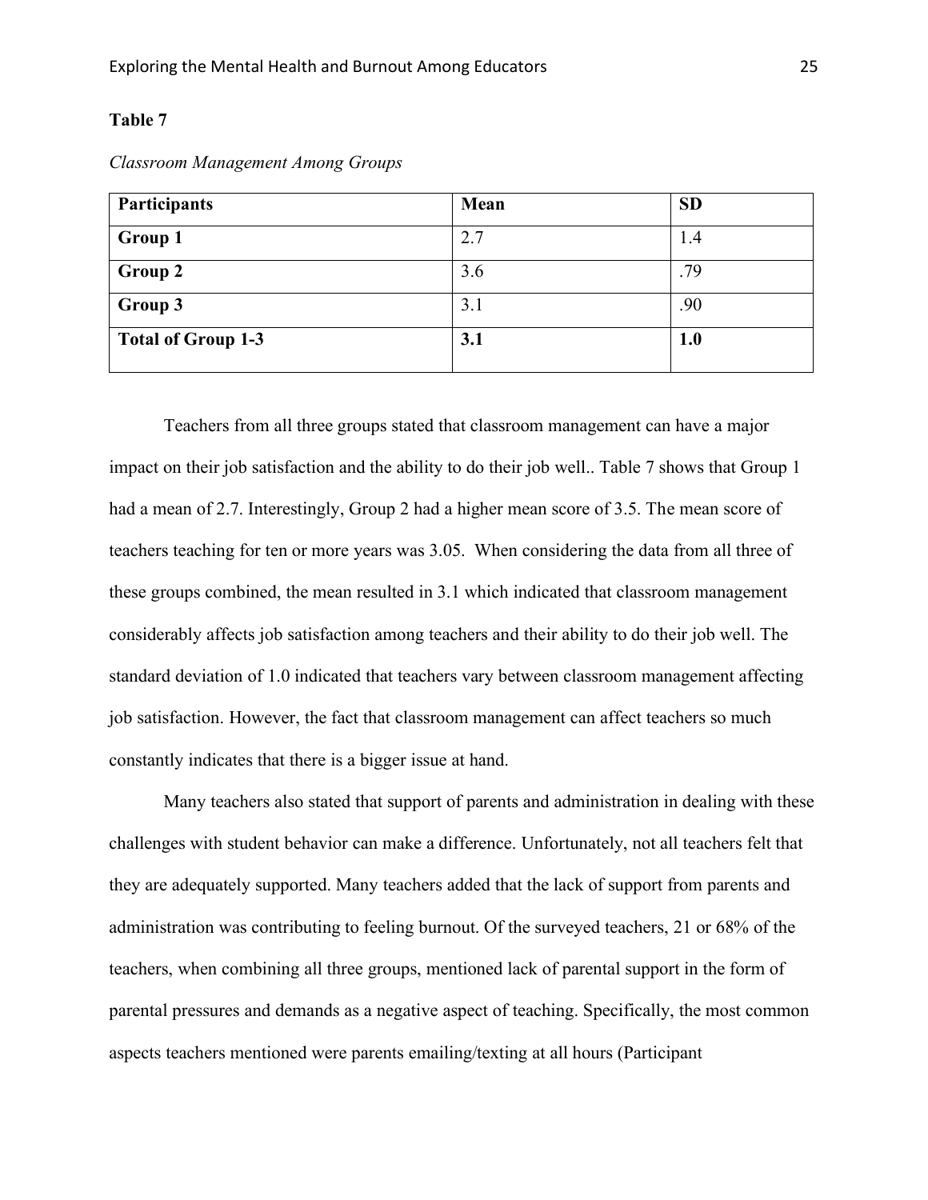**Table 7**

*Classroom Management Among Groups*

| **Participants** | **Mean** | **SD** |
|---|---|---|
| **Group 1** | 2.7 | 1.4 |
| **Group 2** | 3.6 | .79 |
| **Group 3** | 3.1 | .90 |
| **Total of Group 1-3** | **3.1** | **1.0** |

Teachers from all three groups stated that classroom management can have a major impact on their job satisfaction and the ability to do their job well.. Table 7 shows that Group 1 had a mean of 2.7. Interestingly, Group 2 had a higher mean score of 3.5. The mean score of teachers teaching for ten or more years was 3.05.  When considering the data from all three of these groups combined, the mean resulted in 3.1 which indicated that classroom management considerably affects job satisfaction among teachers and their ability to do their job well. The standard deviation of 1.0 indicated that teachers vary between classroom management affecting job satisfaction. However, the fact that classroom management can affect teachers so much constantly indicates that there is a bigger issue at hand.

Many teachers also stated that support of parents and administration in dealing with these challenges with student behavior can make a difference. Unfortunately, not all teachers felt that they are adequately supported. Many teachers added that the lack of support from parents and administration was contributing to feeling burnout. Of the surveyed teachers, 21 or 68% of the teachers, when combining all three groups, mentioned lack of parental support in the form of parental pressures and demands as a negative aspect of teaching. Specifically, the most common aspects teachers mentioned were parents emailing/texting at all hours (Participant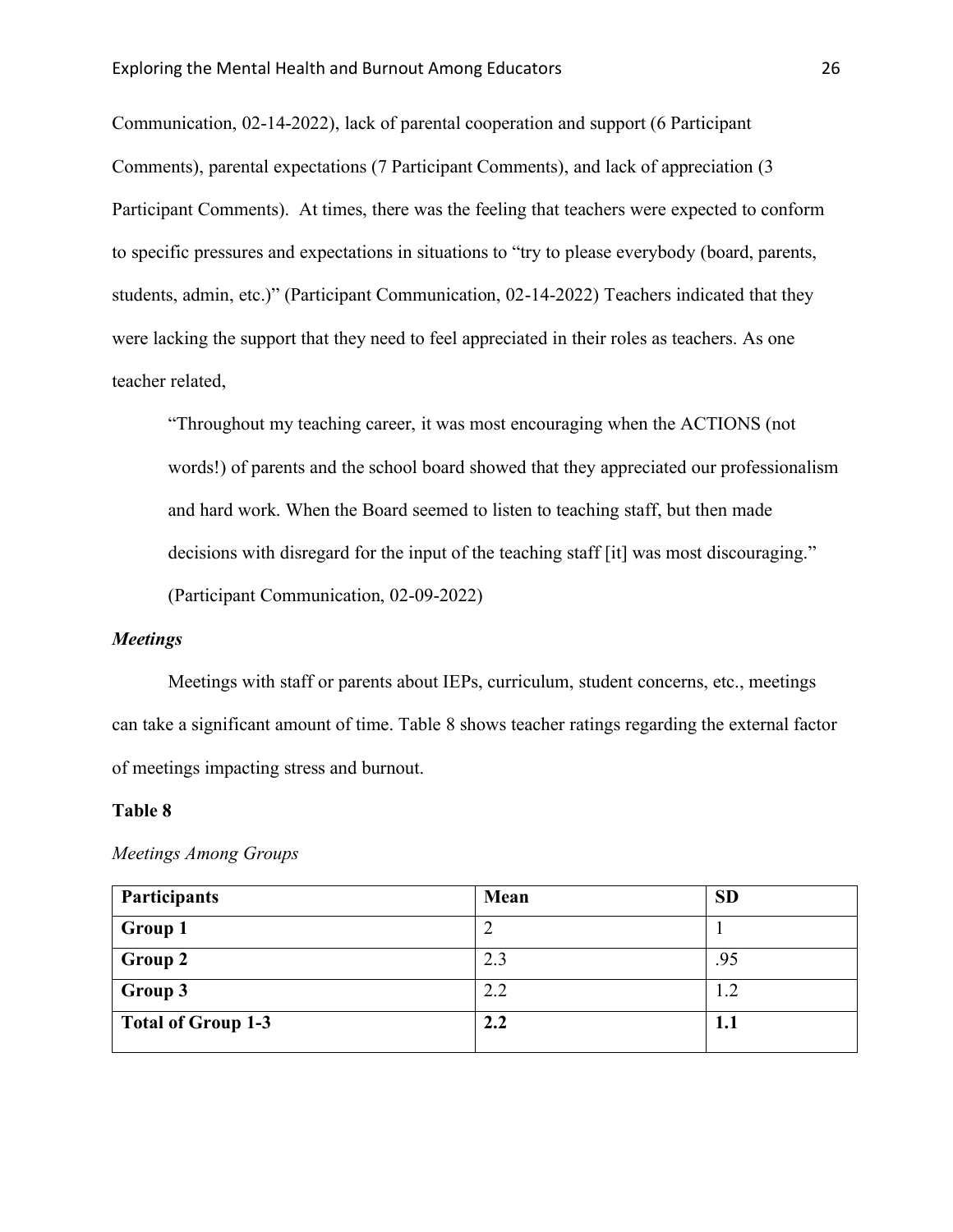Communication, 02-14-2022), lack of parental cooperation and support (6 Participant Comments), parental expectations (7 Participant Comments), and lack of appreciation (3 Participant Comments). At times, there was the feeling that teachers were expected to conform to specific pressures and expectations in situations to "try to please everybody (board, parents, students, admin, etc.)" (Participant Communication, 02-14-2022) Teachers indicated that they were lacking the support that they need to feel appreciated in their roles as teachers. As one teacher related,

> "Throughout my teaching career, it was most encouraging when the ACTIONS (not words!) of parents and the school board showed that they appreciated our professionalism and hard work. When the Board seemed to listen to teaching staff, but then made decisions with disregard for the input of the teaching staff [it] was most discouraging." (Participant Communication, 02-09-2022)

### *Meetings*

Meetings with staff or parents about IEPs, curriculum, student concerns, etc., meetings can take a significant amount of time. Table 8 shows teacher ratings regarding the external factor of meetings impacting stress and burnout.

**Table 8**

*Meetings Among Groups*

| **Participants** | **Mean** | **SD** |
|---|---|---|
| **Group 1** | 2 | 1 |
| **Group 2** | 2.3 | .95 |
| **Group 3** | 2.2 | 1.2 |
| **Total of Group 1-3** | **2.2** | **1.1** |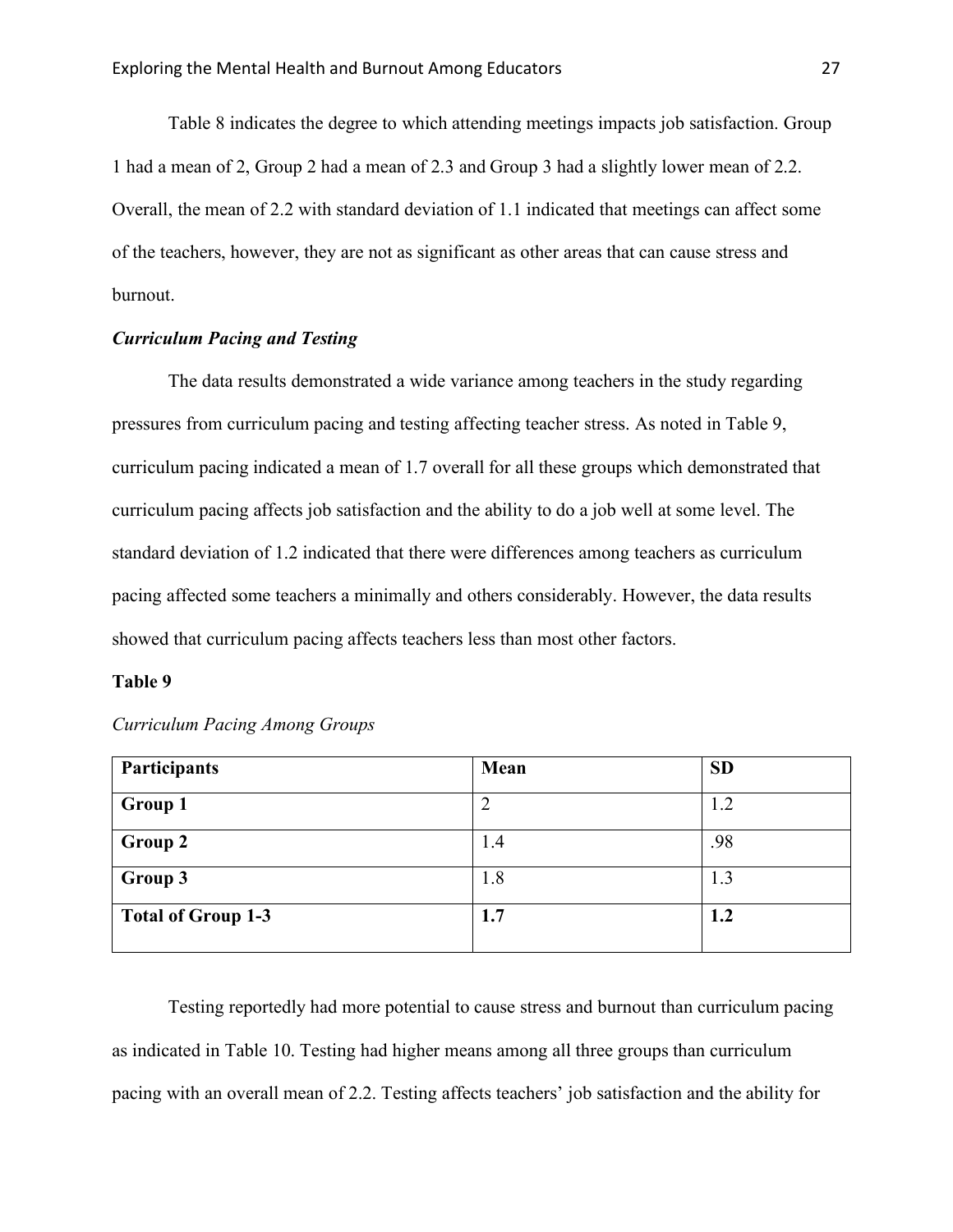Table 8 indicates the degree to which attending meetings impacts job satisfaction. Group 1 had a mean of 2, Group 2 had a mean of 2.3 and Group 3 had a slightly lower mean of 2.2. Overall, the mean of 2.2 with standard deviation of 1.1 indicated that meetings can affect some of the teachers, however, they are not as significant as other areas that can cause stress and burnout.

### ***Curriculum Pacing and Testing***

The data results demonstrated a wide variance among teachers in the study regarding pressures from curriculum pacing and testing affecting teacher stress. As noted in Table 9, curriculum pacing indicated a mean of 1.7 overall for all these groups which demonstrated that curriculum pacing affects job satisfaction and the ability to do a job well at some level. The standard deviation of 1.2 indicated that there were differences among teachers as curriculum pacing affected some teachers a minimally and others considerably. However, the data results showed that curriculum pacing affects teachers less than most other factors.

**Table 9**

*Curriculum Pacing Among Groups*

| Participants | Mean | SD |
|---|---|---|
| **Group 1** | 2 | 1.2 |
| **Group 2** | 1.4 | .98 |
| **Group 3** | 1.8 | 1.3 |
| **Total of Group 1-3** | **1.7** | **1.2** |

Testing reportedly had more potential to cause stress and burnout than curriculum pacing as indicated in Table 10. Testing had higher means among all three groups than curriculum pacing with an overall mean of 2.2. Testing affects teachers' job satisfaction and the ability for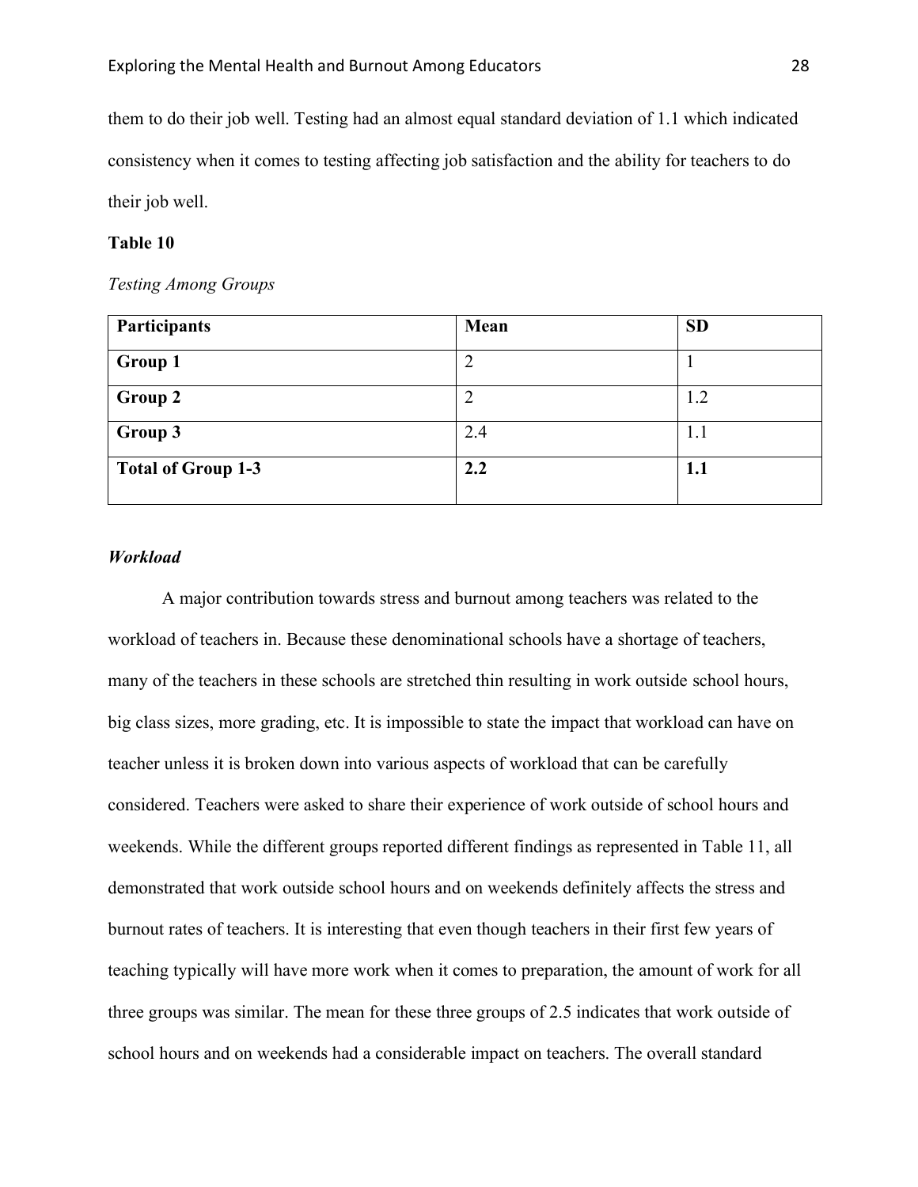them to do their job well. Testing had an almost equal standard deviation of 1.1 which indicated consistency when it comes to testing affecting job satisfaction and the ability for teachers to do their job well.

**Table 10**

*Testing Among Groups*

| **Participants** | **Mean** | **SD** |
|---|---|---|
| **Group 1** | 2 | 1 |
| **Group 2** | 2 | 1.2 |
| **Group 3** | 2.4 | 1.1 |
| **Total of Group 1-3** | **2.2** | **1.1** |

***Workload***

A major contribution towards stress and burnout among teachers was related to the workload of teachers in. Because these denominational schools have a shortage of teachers, many of the teachers in these schools are stretched thin resulting in work outside school hours, big class sizes, more grading, etc. It is impossible to state the impact that workload can have on teacher unless it is broken down into various aspects of workload that can be carefully considered. Teachers were asked to share their experience of work outside of school hours and weekends. While the different groups reported different findings as represented in Table 11, all demonstrated that work outside school hours and on weekends definitely affects the stress and burnout rates of teachers. It is interesting that even though teachers in their first few years of teaching typically will have more work when it comes to preparation, the amount of work for all three groups was similar. The mean for these three groups of 2.5 indicates that work outside of school hours and on weekends had a considerable impact on teachers. The overall standard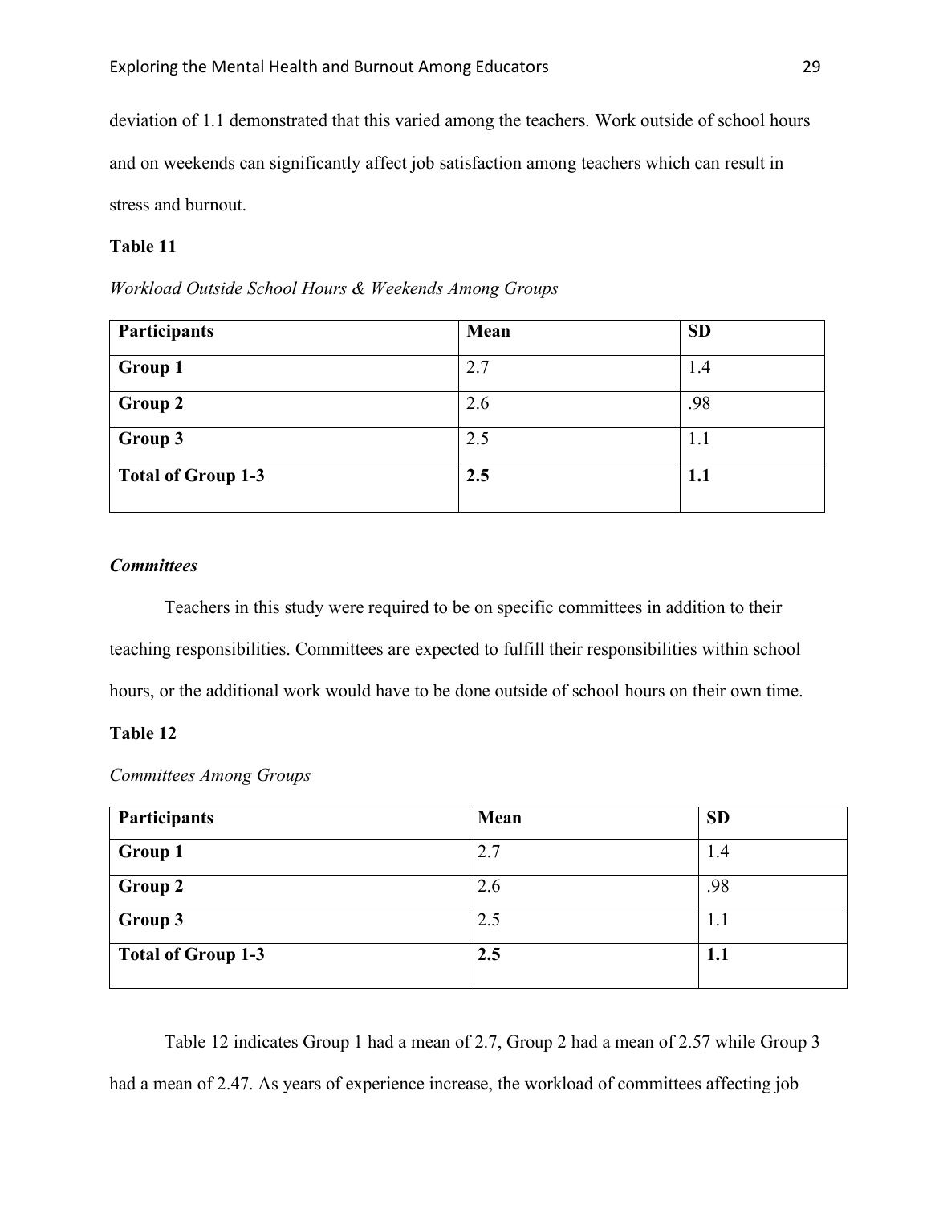deviation of 1.1 demonstrated that this varied among the teachers. Work outside of school hours and on weekends can significantly affect job satisfaction among teachers which can result in stress and burnout.

**Table 11**

*Workload Outside School Hours & Weekends Among Groups*

| Participants | Mean | SD |
|---|---|---|
| **Group 1** | 2.7 | 1.4 |
| **Group 2** | 2.6 | .98 |
| **Group 3** | 2.5 | 1.1 |
| **Total of Group 1-3** | **2.5** | **1.1** |

***Committees***

Teachers in this study were required to be on specific committees in addition to their teaching responsibilities. Committees are expected to fulfill their responsibilities within school hours, or the additional work would have to be done outside of school hours on their own time.

**Table 12**

*Committees Among Groups*

| Participants | Mean | SD |
|---|---|---|
| **Group 1** | 2.7 | 1.4 |
| **Group 2** | 2.6 | .98 |
| **Group 3** | 2.5 | 1.1 |
| **Total of Group 1-3** | **2.5** | **1.1** |

Table 12 indicates Group 1 had a mean of 2.7, Group 2 had a mean of 2.57 while Group 3 had a mean of 2.47. As years of experience increase, the workload of committees affecting job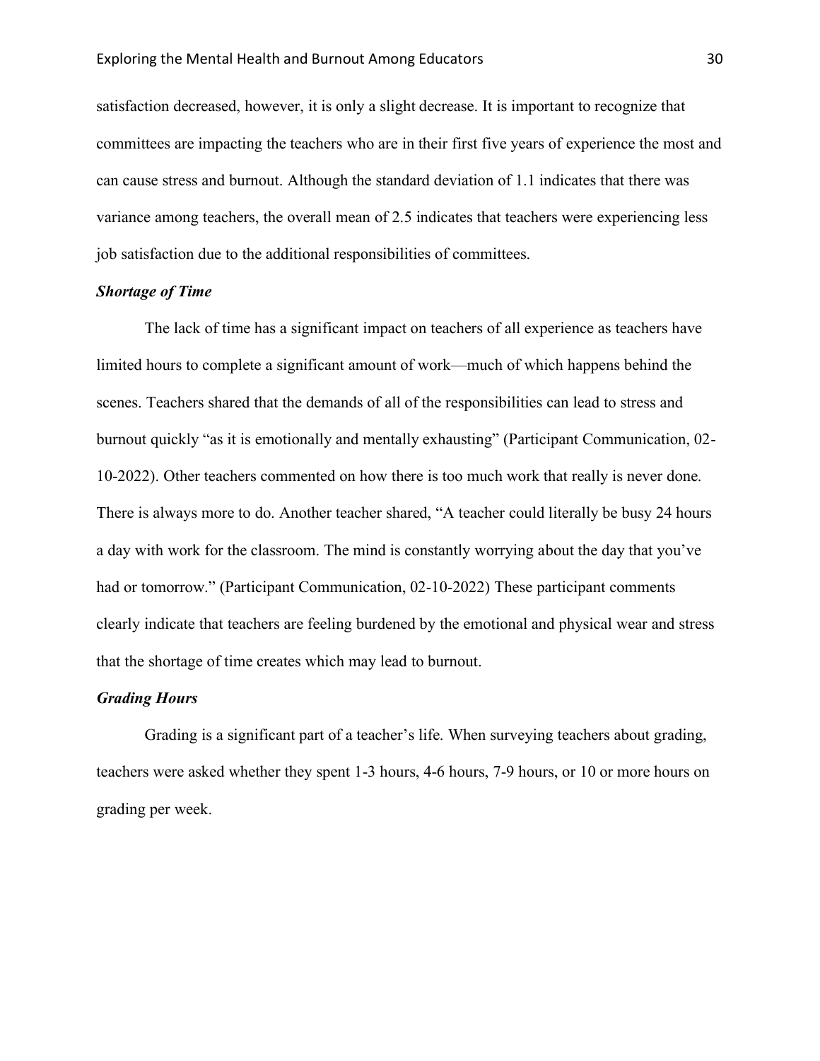satisfaction decreased, however, it is only a slight decrease. It is important to recognize that committees are impacting the teachers who are in their first five years of experience the most and can cause stress and burnout. Although the standard deviation of 1.1 indicates that there was variance among teachers, the overall mean of 2.5 indicates that teachers were experiencing less job satisfaction due to the additional responsibilities of committees.

### *Shortage of Time*

The lack of time has a significant impact on teachers of all experience as teachers have limited hours to complete a significant amount of work—much of which happens behind the scenes. Teachers shared that the demands of all of the responsibilities can lead to stress and burnout quickly "as it is emotionally and mentally exhausting" (Participant Communication, 02-10-2022). Other teachers commented on how there is too much work that really is never done. There is always more to do. Another teacher shared, "A teacher could literally be busy 24 hours a day with work for the classroom. The mind is constantly worrying about the day that you've had or tomorrow." (Participant Communication, 02-10-2022) These participant comments clearly indicate that teachers are feeling burdened by the emotional and physical wear and stress that the shortage of time creates which may lead to burnout.

### *Grading Hours*

Grading is a significant part of a teacher's life. When surveying teachers about grading, teachers were asked whether they spent 1-3 hours, 4-6 hours, 7-9 hours, or 10 or more hours on grading per week.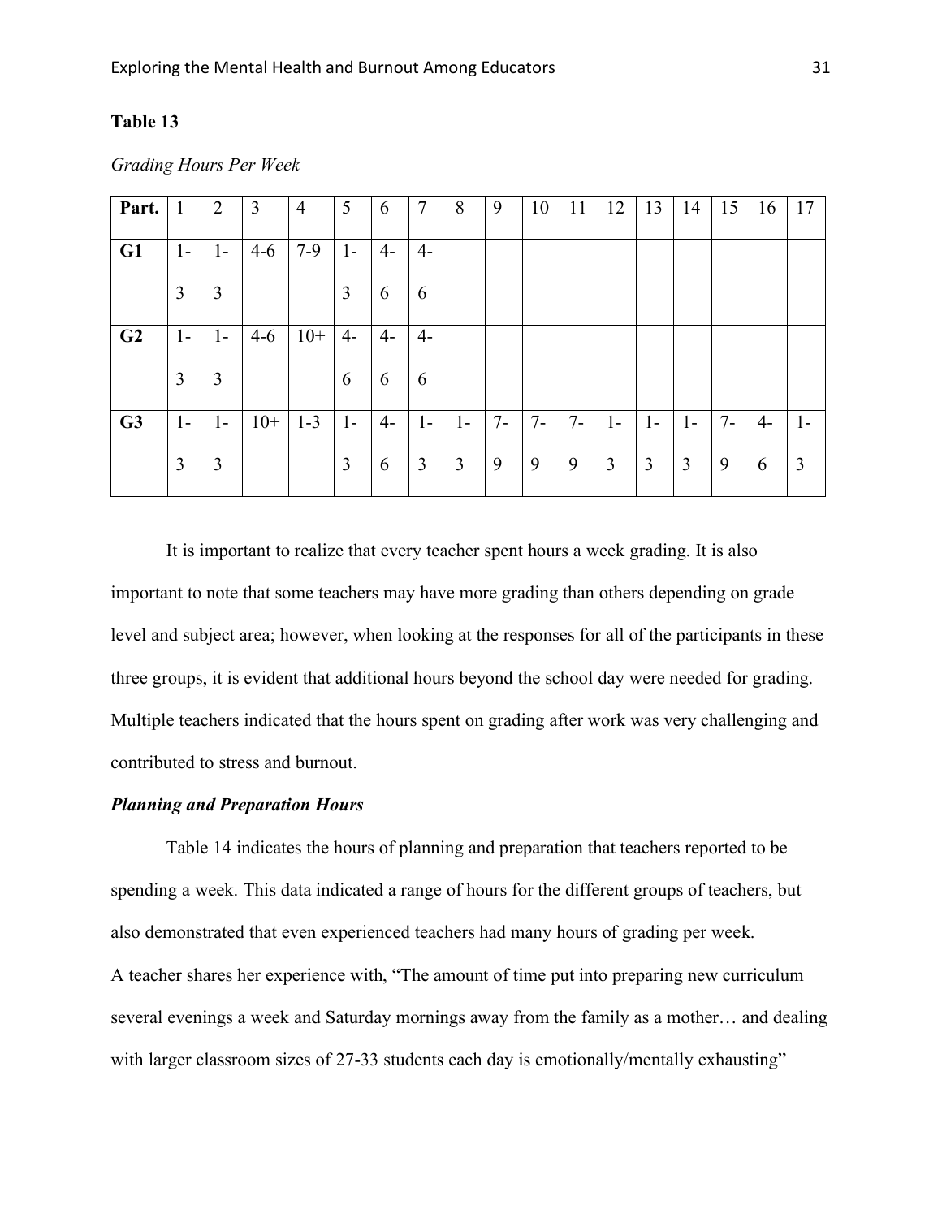**Table 13**

*Grading Hours Per Week*

| Part. | 1 | 2 | 3 | 4 | 5 | 6 | 7 | 8 | 9 | 10 | 11 | 12 | 13 | 14 | 15 | 16 | 17 |
|---|---|---|---|---|---|---|---|---|---|---|---|---|---|---|---|---|---|
| **G1** | 1-3 | 1-3 | 4-6 | 7-9 | 1-3 | 4-6 | 4-6 | | | | | | | | | | |
| **G2** | 1-3 | 1-3 | 4-6 | 10+ | 4-6 | 4-6 | 4-6 | | | | | | | | | | |
| **G3** | 1-3 | 1-3 | 10+ | 1-3 | 1-3 | 4-6 | 1-3 | 1-3 | 7-9 | 7-9 | 7-9 | 1-3 | 1-3 | 1-3 | 7-9 | 4-6 | 1-3 |

It is important to realize that every teacher spent hours a week grading. It is also important to note that some teachers may have more grading than others depending on grade level and subject area; however, when looking at the responses for all of the participants in these three groups, it is evident that additional hours beyond the school day were needed for grading. Multiple teachers indicated that the hours spent on grading after work was very challenging and contributed to stress and burnout.

### ***Planning and Preparation Hours***

Table 14 indicates the hours of planning and preparation that teachers reported to be spending a week. This data indicated a range of hours for the different groups of teachers, but also demonstrated that even experienced teachers had many hours of grading per week.
A teacher shares her experience with, "The amount of time put into preparing new curriculum several evenings a week and Saturday mornings away from the family as a mother… and dealing with larger classroom sizes of 27-33 students each day is emotionally/mentally exhausting"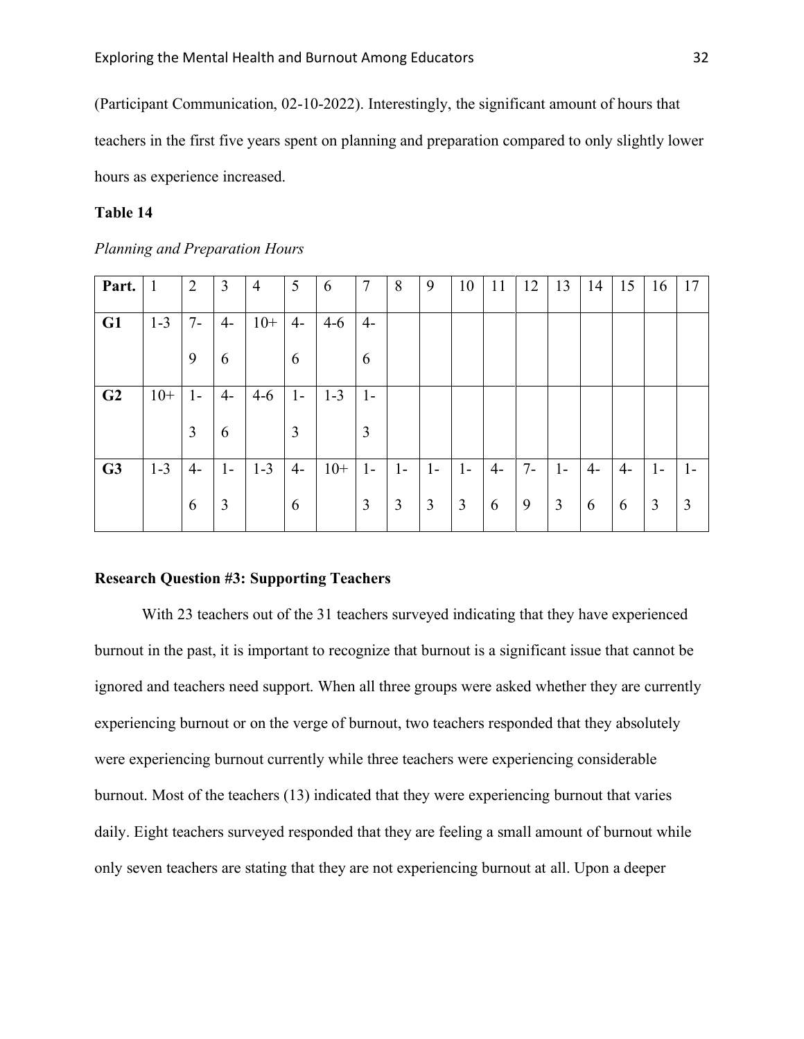(Participant Communication, 02-10-2022). Interestingly, the significant amount of hours that teachers in the first five years spent on planning and preparation compared to only slightly lower hours as experience increased.

**Table 14**

*Planning and Preparation Hours*

| Part. | 1 | 2 | 3 | 4 | 5 | 6 | 7 | 8 | 9 | 10 | 11 | 12 | 13 | 14 | 15 | 16 | 17 |
|---|---|---|---|---|---|---|---|---|---|---|---|---|---|---|---|---|---|
| **G1** | 1-3 | 7-9 | 4-6 | 10+ | 4-6 | 4-6 | 4-6 | | | | | | | | | | |
| **G2** | 10+ | 1-3 | 4-6 | 4-6 | 1-3 | 1-3 | 1-3 | | | | | | | | | | |
| **G3** | 1-3 | 4-6 | 1-3 | 1-3 | 4-6 | 10+ | 1-3 | 1-3 | 1-3 | 1-3 | 4-6 | 7-9 | 1-3 | 4-6 | 4-6 | 1-3 | 1-3 |

**Research Question #3: Supporting Teachers**

With 23 teachers out of the 31 teachers surveyed indicating that they have experienced burnout in the past, it is important to recognize that burnout is a significant issue that cannot be ignored and teachers need support. When all three groups were asked whether they are currently experiencing burnout or on the verge of burnout, two teachers responded that they absolutely were experiencing burnout currently while three teachers were experiencing considerable burnout. Most of the teachers (13) indicated that they were experiencing burnout that varies daily. Eight teachers surveyed responded that they are feeling a small amount of burnout while only seven teachers are stating that they are not experiencing burnout at all. Upon a deeper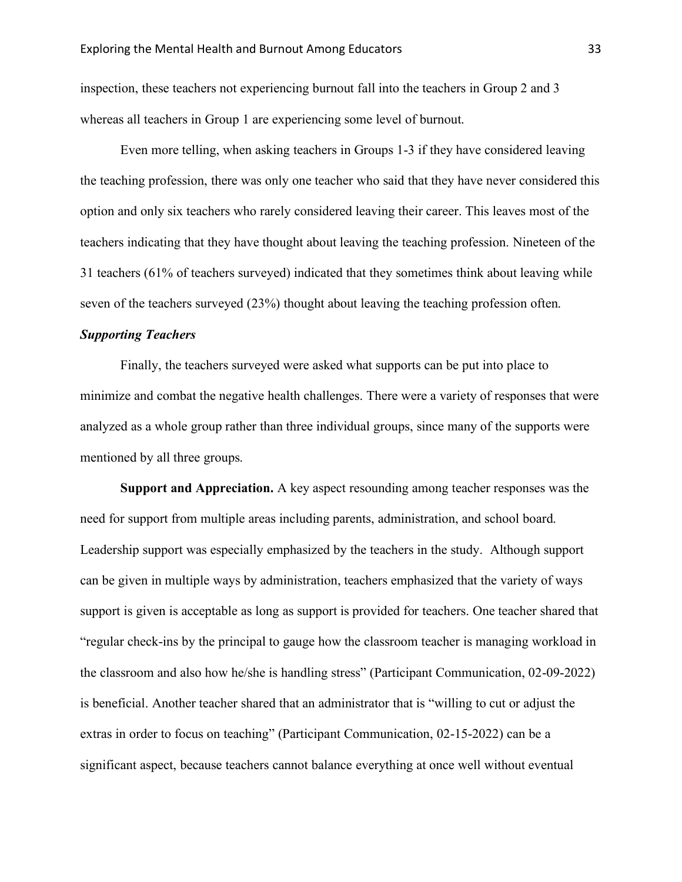inspection, these teachers not experiencing burnout fall into the teachers in Group 2 and 3 whereas all teachers in Group 1 are experiencing some level of burnout.

Even more telling, when asking teachers in Groups 1-3 if they have considered leaving the teaching profession, there was only one teacher who said that they have never considered this option and only six teachers who rarely considered leaving their career. This leaves most of the teachers indicating that they have thought about leaving the teaching profession. Nineteen of the 31 teachers (61% of teachers surveyed) indicated that they sometimes think about leaving while seven of the teachers surveyed (23%) thought about leaving the teaching profession often.

### *Supporting Teachers*

Finally, the teachers surveyed were asked what supports can be put into place to minimize and combat the negative health challenges. There were a variety of responses that were analyzed as a whole group rather than three individual groups, since many of the supports were mentioned by all three groups.

**Support and Appreciation.** A key aspect resounding among teacher responses was the need for support from multiple areas including parents, administration, and school board. Leadership support was especially emphasized by the teachers in the study. Although support can be given in multiple ways by administration, teachers emphasized that the variety of ways support is given is acceptable as long as support is provided for teachers. One teacher shared that "regular check-ins by the principal to gauge how the classroom teacher is managing workload in the classroom and also how he/she is handling stress" (Participant Communication, 02-09-2022) is beneficial. Another teacher shared that an administrator that is "willing to cut or adjust the extras in order to focus on teaching" (Participant Communication, 02-15-2022) can be a significant aspect, because teachers cannot balance everything at once well without eventual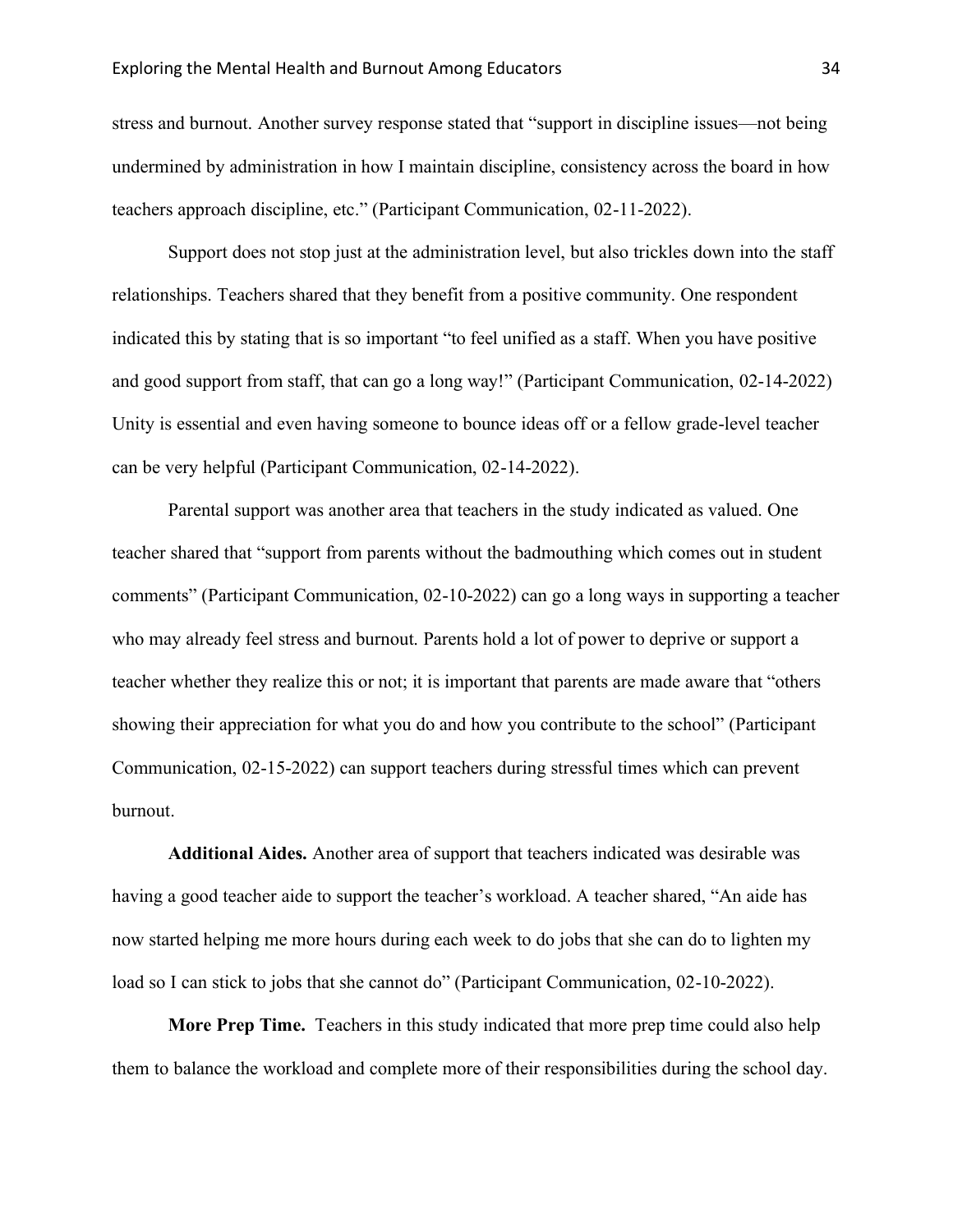stress and burnout. Another survey response stated that “support in discipline issues—not being undermined by administration in how I maintain discipline, consistency across the board in how teachers approach discipline, etc.” (Participant Communication, 02-11-2022).

Support does not stop just at the administration level, but also trickles down into the staff relationships. Teachers shared that they benefit from a positive community. One respondent indicated this by stating that is so important “to feel unified as a staff. When you have positive and good support from staff, that can go a long way!” (Participant Communication, 02-14-2022) Unity is essential and even having someone to bounce ideas off or a fellow grade-level teacher can be very helpful (Participant Communication, 02-14-2022).

Parental support was another area that teachers in the study indicated as valued. One teacher shared that “support from parents without the badmouthing which comes out in student comments” (Participant Communication, 02-10-2022) can go a long ways in supporting a teacher who may already feel stress and burnout. Parents hold a lot of power to deprive or support a teacher whether they realize this or not; it is important that parents are made aware that “others showing their appreciation for what you do and how you contribute to the school” (Participant Communication, 02-15-2022) can support teachers during stressful times which can prevent burnout.

**Additional Aides.** Another area of support that teachers indicated was desirable was having a good teacher aide to support the teacher’s workload. A teacher shared, “An aide has now started helping me more hours during each week to do jobs that she can do to lighten my load so I can stick to jobs that she cannot do” (Participant Communication, 02-10-2022).

**More Prep Time.** Teachers in this study indicated that more prep time could also help them to balance the workload and complete more of their responsibilities during the school day.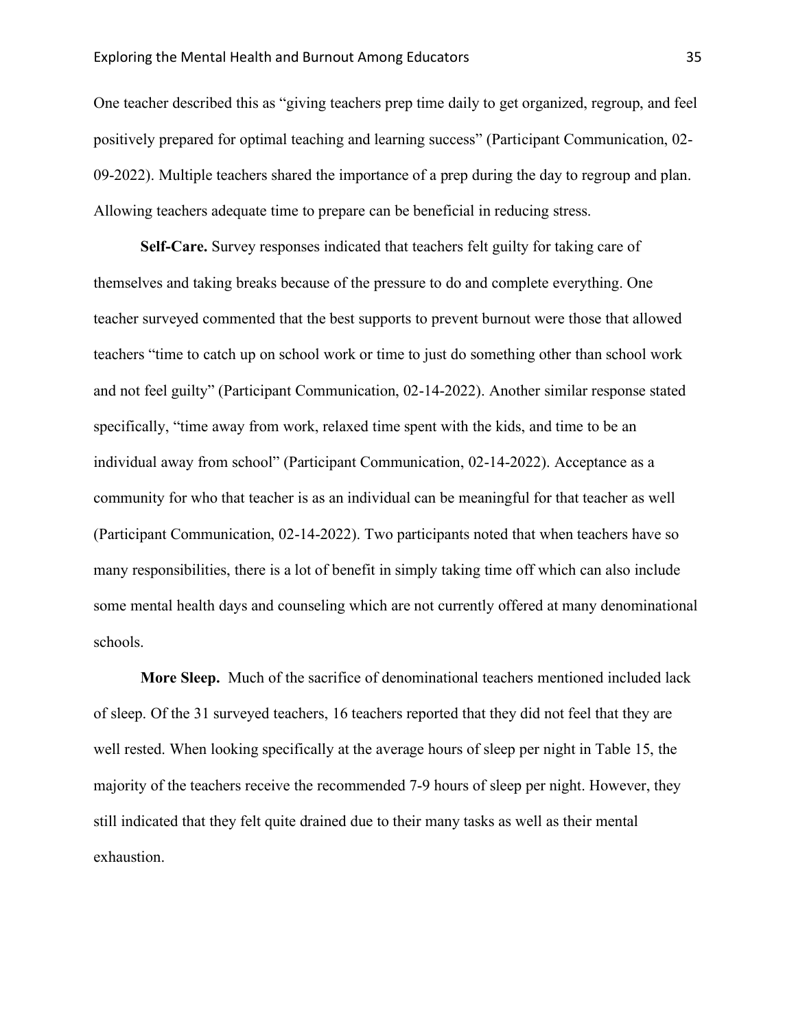One teacher described this as "giving teachers prep time daily to get organized, regroup, and feel positively prepared for optimal teaching and learning success" (Participant Communication, 02-09-2022). Multiple teachers shared the importance of a prep during the day to regroup and plan. Allowing teachers adequate time to prepare can be beneficial in reducing stress.

**Self-Care.** Survey responses indicated that teachers felt guilty for taking care of themselves and taking breaks because of the pressure to do and complete everything. One teacher surveyed commented that the best supports to prevent burnout were those that allowed teachers "time to catch up on school work or time to just do something other than school work and not feel guilty" (Participant Communication, 02-14-2022). Another similar response stated specifically, "time away from work, relaxed time spent with the kids, and time to be an individual away from school" (Participant Communication, 02-14-2022). Acceptance as a community for who that teacher is as an individual can be meaningful for that teacher as well (Participant Communication, 02-14-2022). Two participants noted that when teachers have so many responsibilities, there is a lot of benefit in simply taking time off which can also include some mental health days and counseling which are not currently offered at many denominational schools.

**More Sleep.** Much of the sacrifice of denominational teachers mentioned included lack of sleep. Of the 31 surveyed teachers, 16 teachers reported that they did not feel that they are well rested. When looking specifically at the average hours of sleep per night in Table 15, the majority of the teachers receive the recommended 7-9 hours of sleep per night. However, they still indicated that they felt quite drained due to their many tasks as well as their mental exhaustion.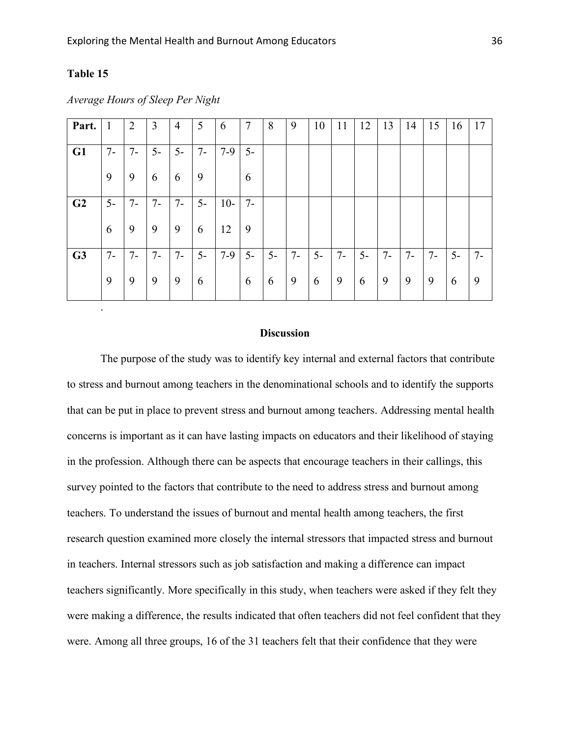**Table 15**

*Average Hours of Sleep Per Night*

| Part. | 1 | 2 | 3 | 4 | 5 | 6 | 7 | 8 | 9 | 10 | 11 | 12 | 13 | 14 | 15 | 16 | 17 |
|---|---|---|---|---|---|---|---|---|---|---|---|---|---|---|---|---|---|
| **G1** | 7-9 | 7-9 | 5-6 | 5-6 | 7-9 | 7-9 | 5-6 | | | | | | | | | | |
| **G2** | 5-6 | 7-9 | 7-9 | 7-9 | 5-6 | 10-12 | 7-9 | | | | | | | | | | |
| **G3** | 7-9 | 7-9 | 7-9 | 7-9 | 5-6 | 7-9 | 5-6 | 5-6 | 7-9 | 5-6 | 7-9 | 5-6 | 7-9 | 7-9 | 7-9 | 5-6 | 7-9 |

.

## Discussion

The purpose of the study was to identify key internal and external factors that contribute to stress and burnout among teachers in the denominational schools and to identify the supports that can be put in place to prevent stress and burnout among teachers. Addressing mental health concerns is important as it can have lasting impacts on educators and their likelihood of staying in the profession. Although there can be aspects that encourage teachers in their callings, this survey pointed to the factors that contribute to the need to address stress and burnout among teachers. To understand the issues of burnout and mental health among teachers, the first research question examined more closely the internal stressors that impacted stress and burnout in teachers. Internal stressors such as job satisfaction and making a difference can impact teachers significantly. More specifically in this study, when teachers were asked if they felt they were making a difference, the results indicated that often teachers did not feel confident that they were. Among all three groups, 16 of the 31 teachers felt that their confidence that they were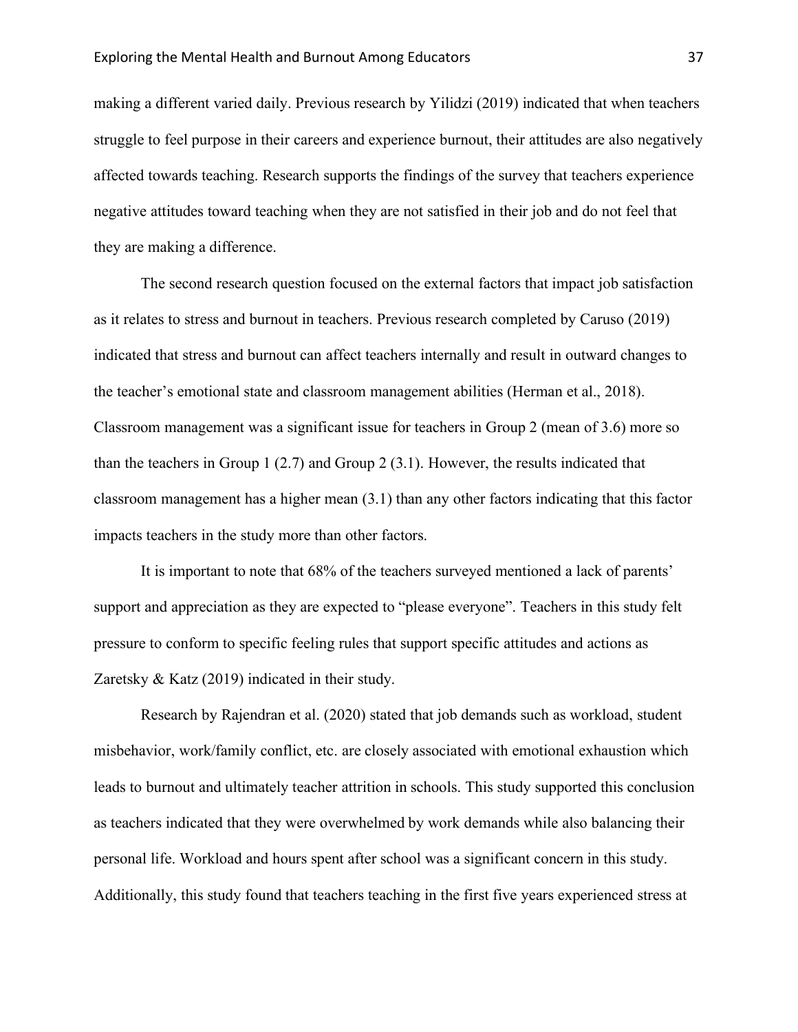making a different varied daily. Previous research by Yilidzi (2019) indicated that when teachers struggle to feel purpose in their careers and experience burnout, their attitudes are also negatively affected towards teaching. Research supports the findings of the survey that teachers experience negative attitudes toward teaching when they are not satisfied in their job and do not feel that they are making a difference.

The second research question focused on the external factors that impact job satisfaction as it relates to stress and burnout in teachers. Previous research completed by Caruso (2019) indicated that stress and burnout can affect teachers internally and result in outward changes to the teacher's emotional state and classroom management abilities (Herman et al., 2018). Classroom management was a significant issue for teachers in Group 2 (mean of 3.6) more so than the teachers in Group 1 (2.7) and Group 2 (3.1). However, the results indicated that classroom management has a higher mean (3.1) than any other factors indicating that this factor impacts teachers in the study more than other factors.

It is important to note that 68% of the teachers surveyed mentioned a lack of parents' support and appreciation as they are expected to "please everyone". Teachers in this study felt pressure to conform to specific feeling rules that support specific attitudes and actions as Zaretsky & Katz (2019) indicated in their study.

Research by Rajendran et al. (2020) stated that job demands such as workload, student misbehavior, work/family conflict, etc. are closely associated with emotional exhaustion which leads to burnout and ultimately teacher attrition in schools. This study supported this conclusion as teachers indicated that they were overwhelmed by work demands while also balancing their personal life. Workload and hours spent after school was a significant concern in this study. Additionally, this study found that teachers teaching in the first five years experienced stress at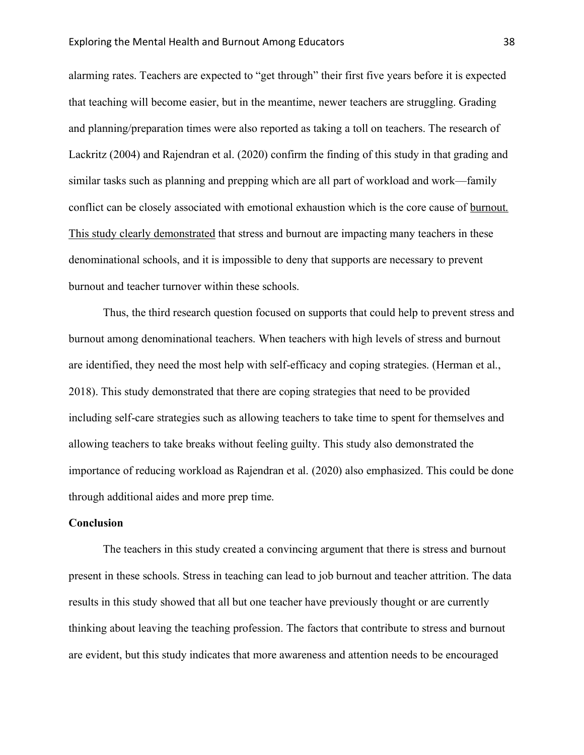alarming rates. Teachers are expected to “get through” their first five years before it is expected that teaching will become easier, but in the meantime, newer teachers are struggling. Grading and planning/preparation times were also reported as taking a toll on teachers. The research of Lackritz (2004) and Rajendran et al. (2020) confirm the finding of this study in that grading and similar tasks such as planning and prepping which are all part of workload and work—family conflict can be closely associated with emotional exhaustion which is the core cause of burnout. This study clearly demonstrated that stress and burnout are impacting many teachers in these denominational schools, and it is impossible to deny that supports are necessary to prevent burnout and teacher turnover within these schools.

Thus, the third research question focused on supports that could help to prevent stress and burnout among denominational teachers. When teachers with high levels of stress and burnout are identified, they need the most help with self-efficacy and coping strategies. (Herman et al., 2018). This study demonstrated that there are coping strategies that need to be provided including self-care strategies such as allowing teachers to take time to spent for themselves and allowing teachers to take breaks without feeling guilty. This study also demonstrated the importance of reducing workload as Rajendran et al. (2020) also emphasized. This could be done through additional aides and more prep time.

**Conclusion**

The teachers in this study created a convincing argument that there is stress and burnout present in these schools. Stress in teaching can lead to job burnout and teacher attrition. The data results in this study showed that all but one teacher have previously thought or are currently thinking about leaving the teaching profession. The factors that contribute to stress and burnout are evident, but this study indicates that more awareness and attention needs to be encouraged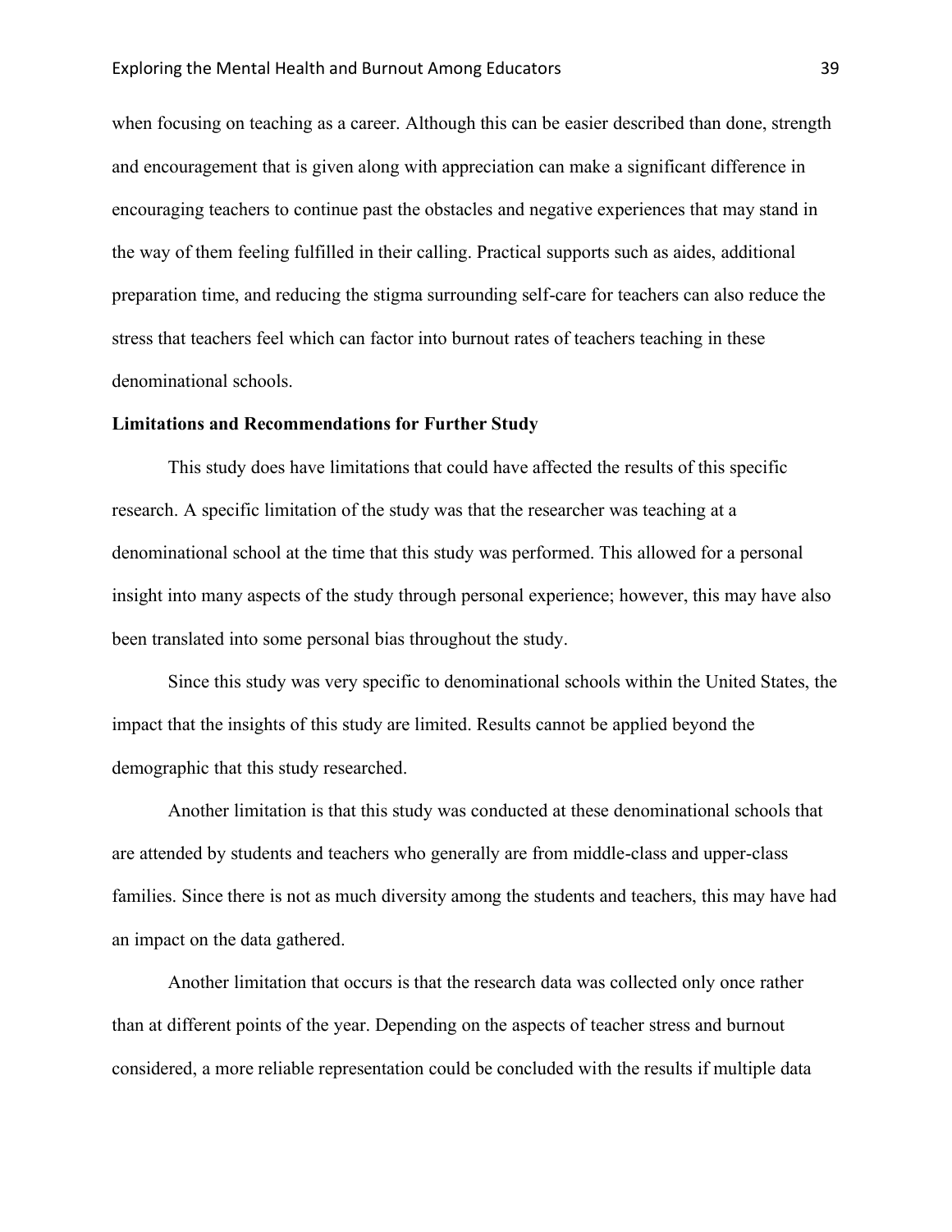when focusing on teaching as a career. Although this can be easier described than done, strength and encouragement that is given along with appreciation can make a significant difference in encouraging teachers to continue past the obstacles and negative experiences that may stand in the way of them feeling fulfilled in their calling. Practical supports such as aides, additional preparation time, and reducing the stigma surrounding self-care for teachers can also reduce the stress that teachers feel which can factor into burnout rates of teachers teaching in these denominational schools.

**Limitations and Recommendations for Further Study**

This study does have limitations that could have affected the results of this specific research. A specific limitation of the study was that the researcher was teaching at a denominational school at the time that this study was performed. This allowed for a personal insight into many aspects of the study through personal experience; however, this may have also been translated into some personal bias throughout the study.

Since this study was very specific to denominational schools within the United States, the impact that the insights of this study are limited. Results cannot be applied beyond the demographic that this study researched.

Another limitation is that this study was conducted at these denominational schools that are attended by students and teachers who generally are from middle-class and upper-class families. Since there is not as much diversity among the students and teachers, this may have had an impact on the data gathered.

Another limitation that occurs is that the research data was collected only once rather than at different points of the year. Depending on the aspects of teacher stress and burnout considered, a more reliable representation could be concluded with the results if multiple data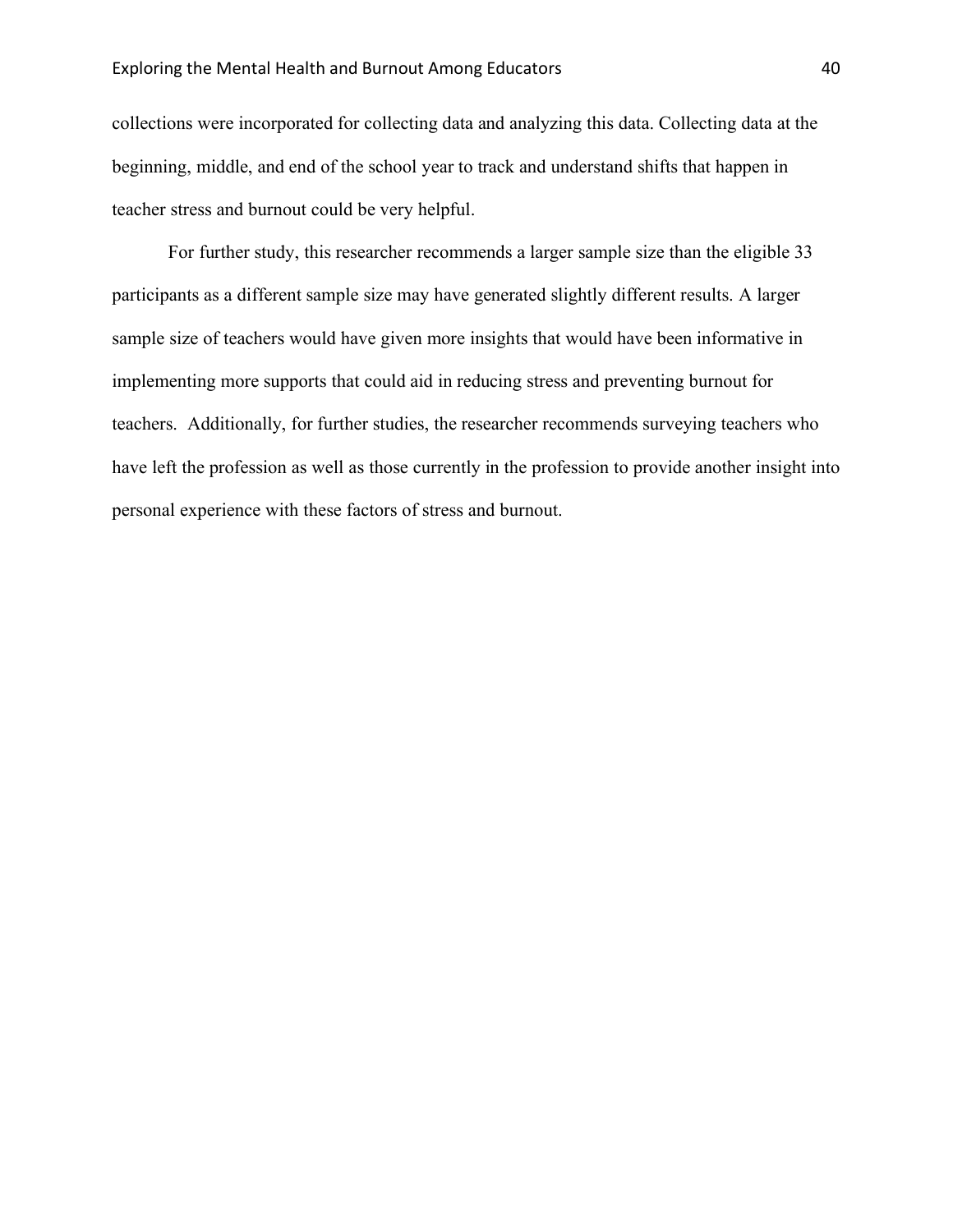collections were incorporated for collecting data and analyzing this data. Collecting data at the beginning, middle, and end of the school year to track and understand shifts that happen in teacher stress and burnout could be very helpful.

For further study, this researcher recommends a larger sample size than the eligible 33 participants as a different sample size may have generated slightly different results. A larger sample size of teachers would have given more insights that would have been informative in implementing more supports that could aid in reducing stress and preventing burnout for teachers. Additionally, for further studies, the researcher recommends surveying teachers who have left the profession as well as those currently in the profession to provide another insight into personal experience with these factors of stress and burnout.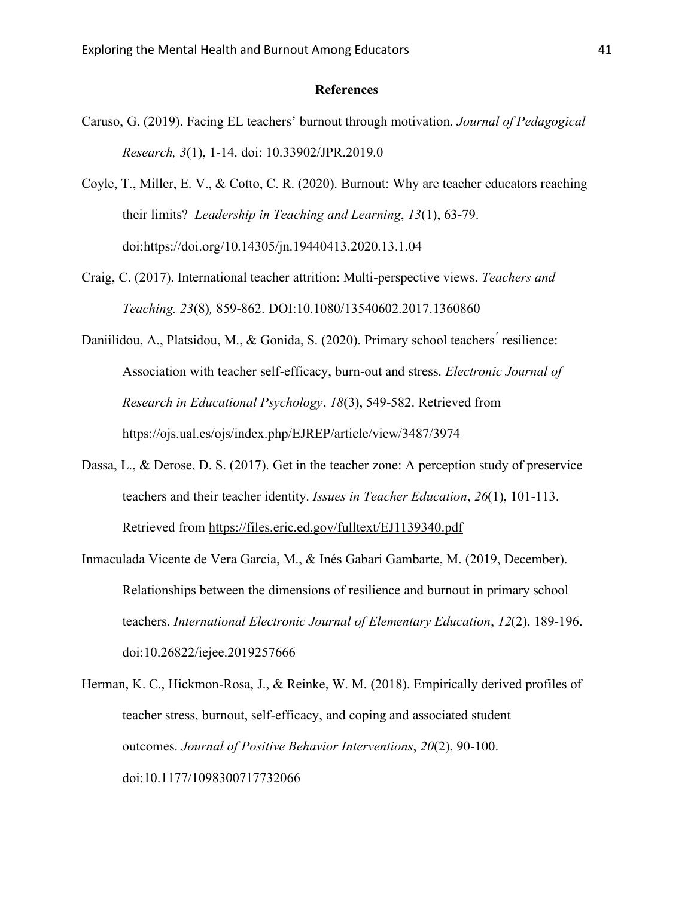# References

Caruso, G. (2019). Facing EL teachers' burnout through motivation. *Journal of Pedagogical Research, 3*(1), 1-14. doi: 10.33902/JPR.2019.0

Coyle, T., Miller, E. V., & Cotto, C. R. (2020). Burnout: Why are teacher educators reaching their limits? *Leadership in Teaching and Learning*, *13*(1), 63-79. doi:https://doi.org/10.14305/jn.19440413.2020.13.1.04

Craig, C. (2017). International teacher attrition: Multi-perspective views. *Teachers and Teaching. 23*(8)*,* 859-862. DOI:10.1080/13540602.2017.1360860

Daniilidou, A., Platsidou, M., & Gonida, S. (2020). Primary school teachers´ resilience: Association with teacher self-efficacy, burn-out and stress. *Electronic Journal of Research in Educational Psychology*, *18*(3), 549-582. Retrieved from https://ojs.ual.es/ojs/index.php/EJREP/article/view/3487/3974

Dassa, L., & Derose, D. S. (2017). Get in the teacher zone: A perception study of preservice teachers and their teacher identity. *Issues in Teacher Education*, *26*(1), 101-113. Retrieved from https://files.eric.ed.gov/fulltext/EJ1139340.pdf

Inmaculada Vicente de Vera Garcia, M., & Inés Gabari Gambarte, M. (2019, December). Relationships between the dimensions of resilience and burnout in primary school teachers. *International Electronic Journal of Elementary Education*, *12*(2), 189-196. doi:10.26822/iejee.2019257666

Herman, K. C., Hickmon-Rosa, J., & Reinke, W. M. (2018). Empirically derived profiles of teacher stress, burnout, self-efficacy, and coping and associated student outcomes. *Journal of Positive Behavior Interventions*, *20*(2), 90-100. doi:10.1177/1098300717732066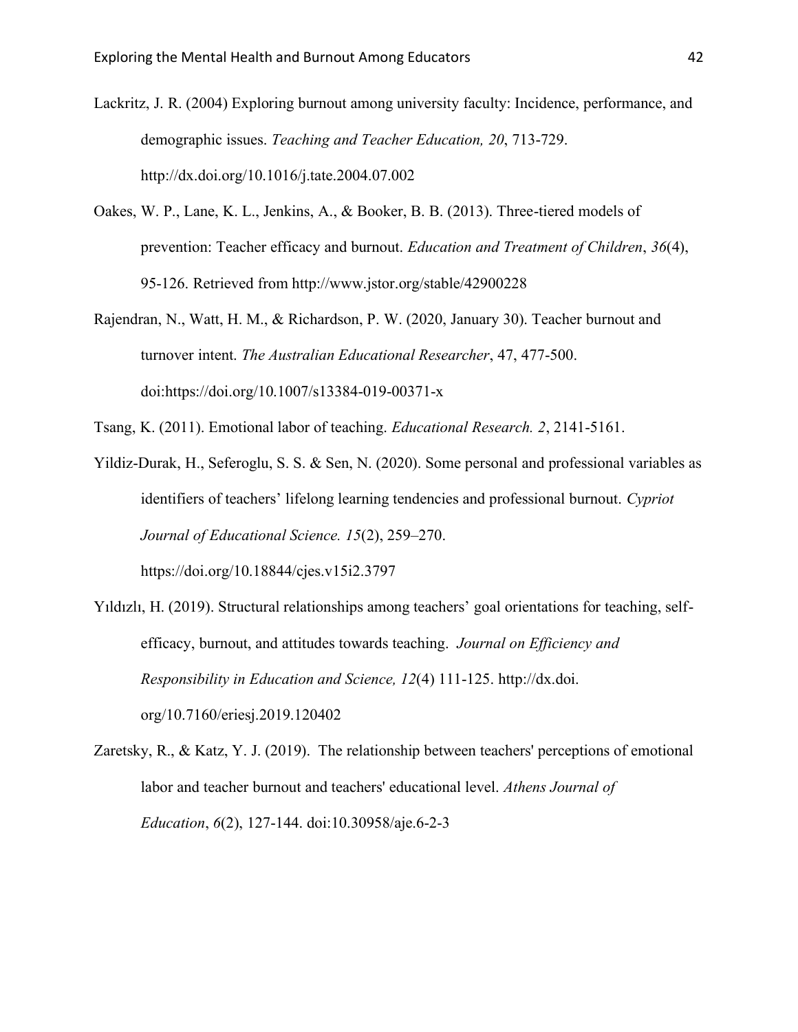Lackritz, J. R. (2004) Exploring burnout among university faculty: Incidence, performance, and demographic issues. *Teaching and Teacher Education, 20*, 713-729. http://dx.doi.org/10.1016/j.tate.2004.07.002

Oakes, W. P., Lane, K. L., Jenkins, A., & Booker, B. B. (2013). Three-tiered models of prevention: Teacher efficacy and burnout. *Education and Treatment of Children*, *36*(4), 95-126. Retrieved from http://www.jstor.org/stable/42900228

Rajendran, N., Watt, H. M., & Richardson, P. W. (2020, January 30). Teacher burnout and turnover intent. *The Australian Educational Researcher*, 47, 477-500. doi:https://doi.org/10.1007/s13384-019-00371-x

Tsang, K. (2011). Emotional labor of teaching. *Educational Research. 2*, 2141-5161.

Yildiz-Durak, H., Seferoglu, S. S. & Sen, N. (2020). Some personal and professional variables as identifiers of teachers' lifelong learning tendencies and professional burnout. *Cypriot Journal of Educational Science. 15*(2), 259–270. https://doi.org/10.18844/cjes.v15i2.3797

Yıldızlı, H. (2019). Structural relationships among teachers' goal orientations for teaching, self-efficacy, burnout, and attitudes towards teaching. *Journal on Efficiency and Responsibility in Education and Science, 12*(4) 111-125. http://dx.doi.org/10.7160/eriesj.2019.120402

Zaretsky, R., & Katz, Y. J. (2019). The relationship between teachers' perceptions of emotional labor and teacher burnout and teachers' educational level. *Athens Journal of Education*, *6*(2), 127-144. doi:10.30958/aje.6-2-3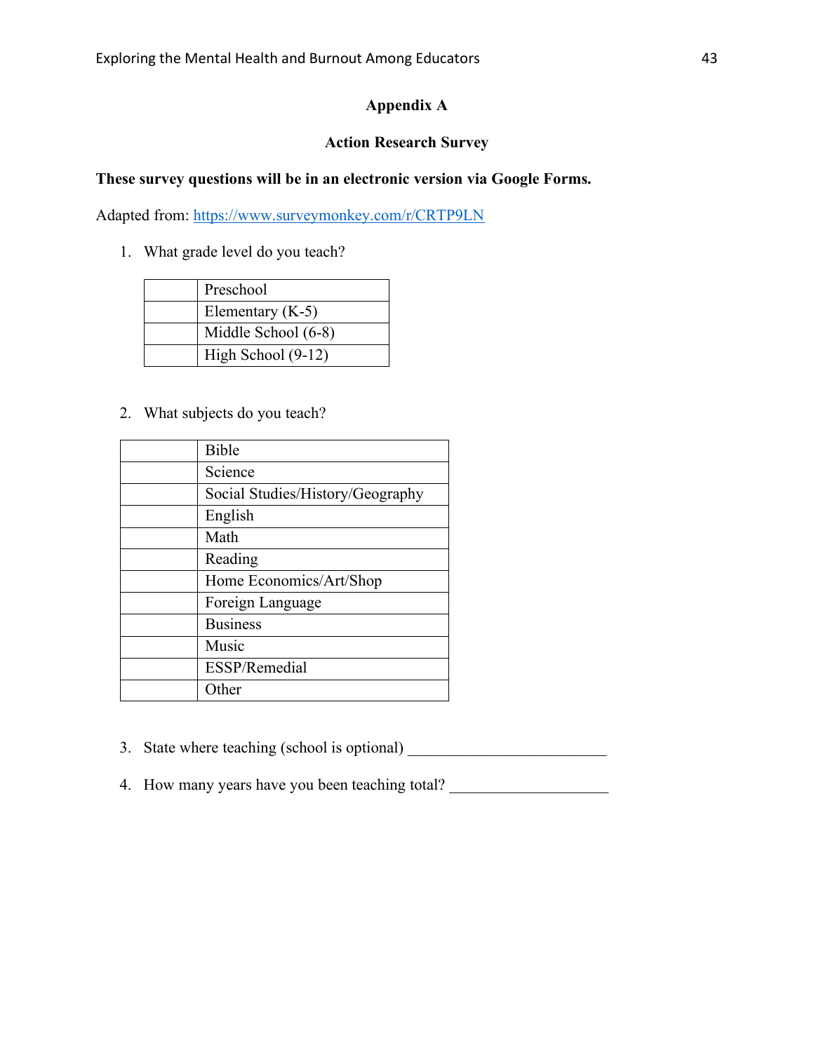## Appendix A

## Action Research Survey

**These survey questions will be in an electronic version via Google Forms.**

Adapted from: https://www.surveymonkey.com/r/CRTP9LN

1. What grade level do you teach?

| | |
|---|---|
| | Preschool |
| | Elementary (K-5) |
| | Middle School (6-8) |
| | High School (9-12) |

2. What subjects do you teach?

| | |
|---|---|
| | Bible |
| | Science |
| | Social Studies/History/Geography |
| | English |
| | Math |
| | Reading |
| | Home Economics/Art/Shop |
| | Foreign Language |
| | Business |
| | Music |
| | ESSP/Remedial |
| | Other |

3. State where teaching (school is optional) ___________________________

4. How many years have you been teaching total? ______________________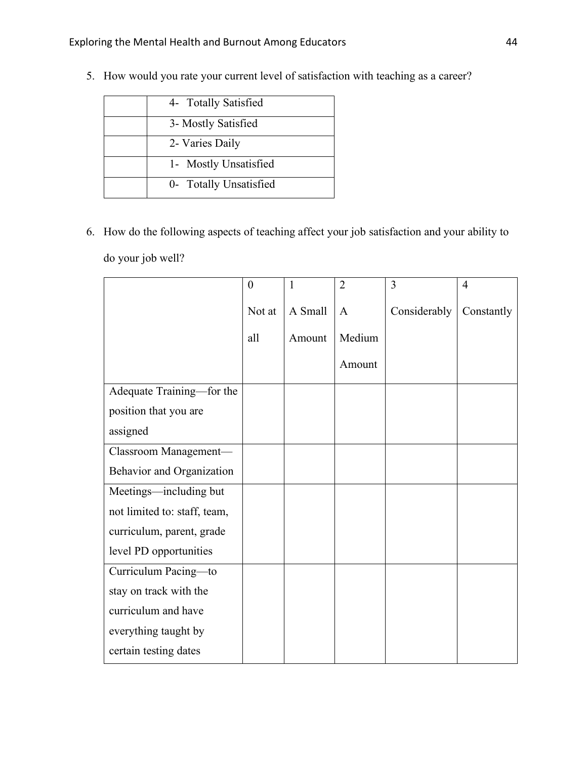5. How would you rate your current level of satisfaction with teaching as a career?

| | |
|---|---|
| | 4- Totally Satisfied |
| | 3- Mostly Satisfied |
| | 2- Varies Daily |
| | 1- Mostly Unsatisfied |
| | 0- Totally Unsatisfied |

6. How do the following aspects of teaching affect your job satisfaction and your ability to do your job well?

| | 0 Not at all | 1 A Small Amount | 2 A Medium Amount | 3 Considerably | 4 Constantly |
|---|---|---|---|---|---|
| Adequate Training—for the position that you are assigned | | | | | |
| Classroom Management—Behavior and Organization | | | | | |
| Meetings—including but not limited to: staff, team, curriculum, parent, grade level PD opportunities | | | | | |
| Curriculum Pacing—to stay on track with the curriculum and have everything taught by certain testing dates | | | | | |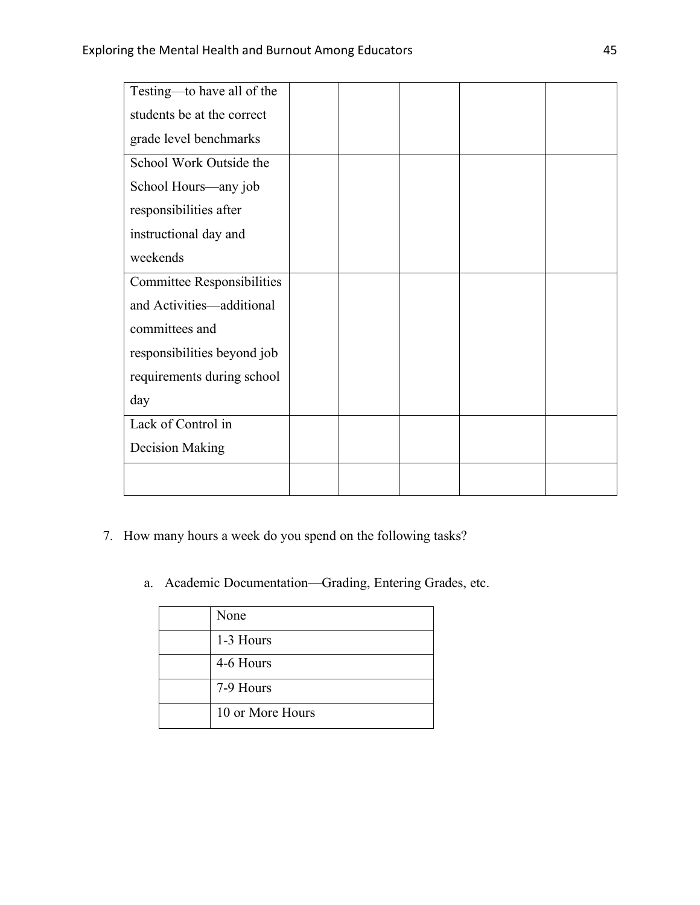| | | | | | |
|---|---|---|---|---|---|
| Testing—to have all of the students be at the correct grade level benchmarks | | | | | |
| School Work Outside the School Hours—any job responsibilities after instructional day and weekends | | | | | |
| Committee Responsibilities and Activities—additional committees and responsibilities beyond job requirements during school day | | | | | |
| Lack of Control in Decision Making | | | | | |
| | | | | | |

7. How many hours a week do you spend on the following tasks?

   a. Academic Documentation—Grading, Entering Grades, etc.

| | |
|---|---|
| | None |
| | 1-3 Hours |
| | 4-6 Hours |
| | 7-9 Hours |
| | 10 or More Hours |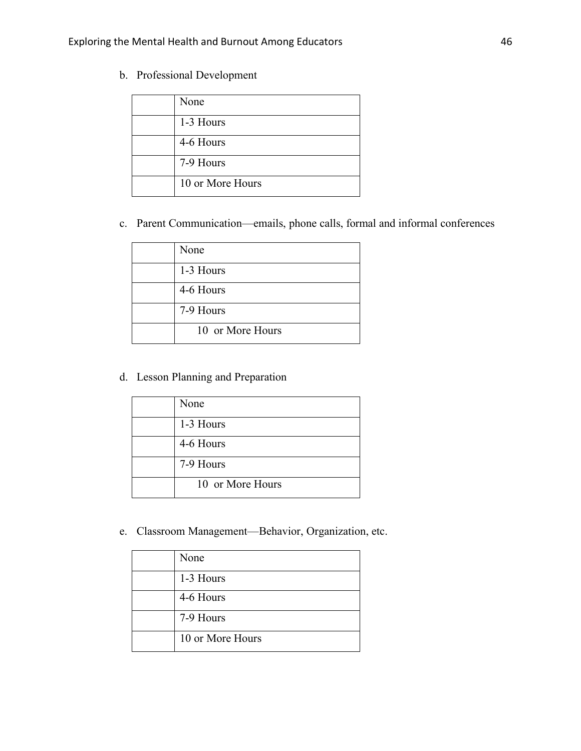b. Professional Development

| | |
|---|---|
| | None |
| | 1-3 Hours |
| | 4-6 Hours |
| | 7-9 Hours |
| | 10 or More Hours |

c. Parent Communication—emails, phone calls, formal and informal conferences

| | |
|---|---|
| | None |
| | 1-3 Hours |
| | 4-6 Hours |
| | 7-9 Hours |
| | 10 or More Hours |

d. Lesson Planning and Preparation

| | |
|---|---|
| | None |
| | 1-3 Hours |
| | 4-6 Hours |
| | 7-9 Hours |
| | 10 or More Hours |

e. Classroom Management—Behavior, Organization, etc.

| | |
|---|---|
| | None |
| | 1-3 Hours |
| | 4-6 Hours |
| | 7-9 Hours |
| | 10 or More Hours |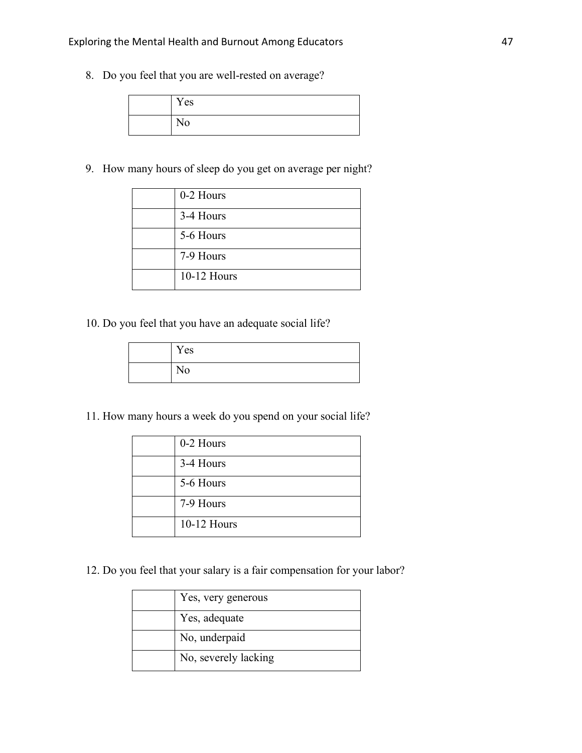8. Do you feel that you are well-rested on average?

| | |
|---|---|
| | Yes |
| | No |

9. How many hours of sleep do you get on average per night?

| | |
|---|---|
| | 0-2 Hours |
| | 3-4 Hours |
| | 5-6 Hours |
| | 7-9 Hours |
| | 10-12 Hours |

10. Do you feel that you have an adequate social life?

| | |
|---|---|
| | Yes |
| | No |

11. How many hours a week do you spend on your social life?

| | |
|---|---|
| | 0-2 Hours |
| | 3-4 Hours |
| | 5-6 Hours |
| | 7-9 Hours |
| | 10-12 Hours |

12. Do you feel that your salary is a fair compensation for your labor?

| | |
|---|---|
| | Yes, very generous |
| | Yes, adequate |
| | No, underpaid |
| | No, severely lacking |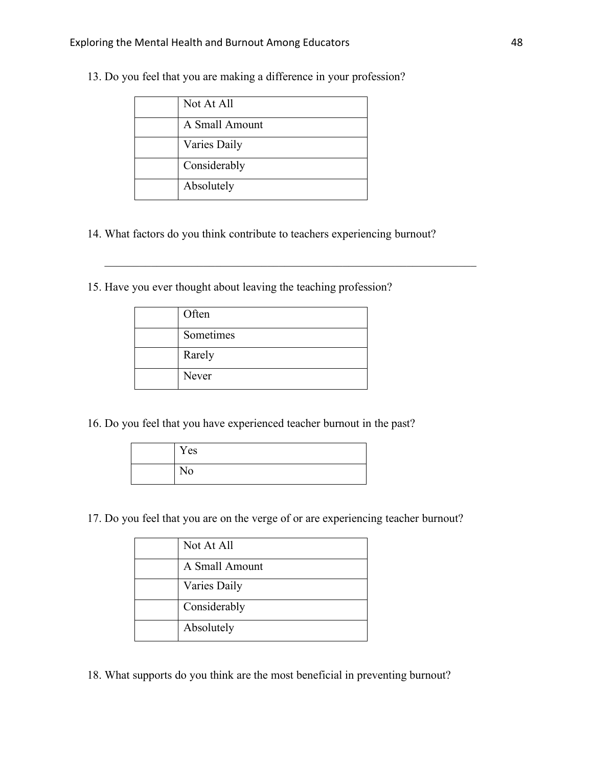13. Do you feel that you are making a difference in your profession?

| | |
|---|---|
| | Not At All |
| | A Small Amount |
| | Varies Daily |
| | Considerably |
| | Absolutely |

14. What factors do you think contribute to teachers experiencing burnout?

_________________________________________________________________

15. Have you ever thought about leaving the teaching profession?

| | |
|---|---|
| | Often |
| | Sometimes |
| | Rarely |
| | Never |

16. Do you feel that you have experienced teacher burnout in the past?

| | |
|---|---|
| | Yes |
| | No |

17. Do you feel that you are on the verge of or are experiencing teacher burnout?

| | |
|---|---|
| | Not At All |
| | A Small Amount |
| | Varies Daily |
| | Considerably |
| | Absolutely |

18. What supports do you think are the most beneficial in preventing burnout?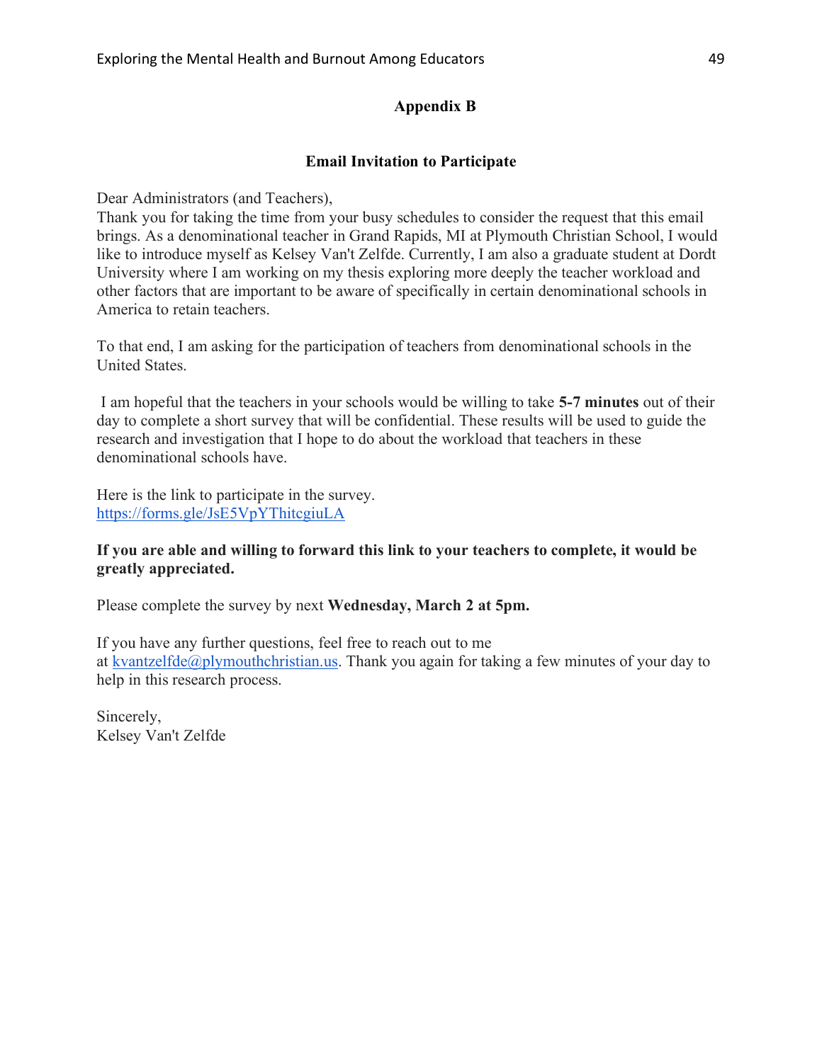## Appendix B

### Email Invitation to Participate

Dear Administrators (and Teachers),
Thank you for taking the time from your busy schedules to consider the request that this email brings. As a denominational teacher in Grand Rapids, MI at Plymouth Christian School, I would like to introduce myself as Kelsey Van't Zelfde. Currently, I am also a graduate student at Dordt University where I am working on my thesis exploring more deeply the teacher workload and other factors that are important to be aware of specifically in certain denominational schools in America to retain teachers.

To that end, I am asking for the participation of teachers from denominational schools in the United States.

I am hopeful that the teachers in your schools would be willing to take **5-7 minutes** out of their day to complete a short survey that will be confidential. These results will be used to guide the research and investigation that I hope to do about the workload that teachers in these denominational schools have.

Here is the link to participate in the survey.
https://forms.gle/JsE5VpYThitcgiuLA

**If you are able and willing to forward this link to your teachers to complete, it would be greatly appreciated.**

Please complete the survey by next **Wednesday, March 2 at 5pm.**

If you have any further questions, feel free to reach out to me at kvantzelfde@plymouthchristian.us. Thank you again for taking a few minutes of your day to help in this research process.

Sincerely,
Kelsey Van't Zelfde